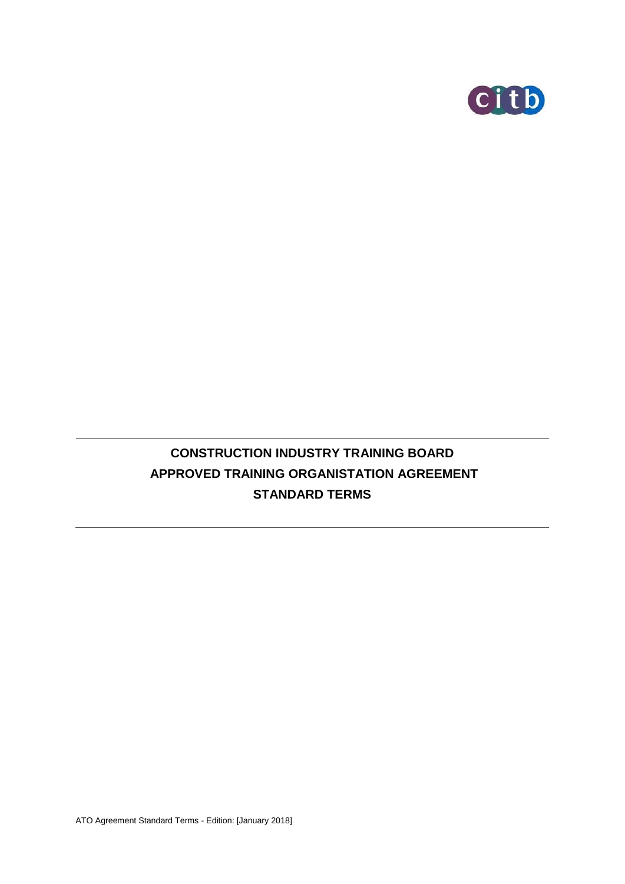# CONSTRUCTION INDUSTRY TRAINING BOARD
# APPROVED TRAINING ORGANISTATION AGREEMENT
# STANDARD TERMS

ATO Agreement Standard Terms - Edition: [January 2018]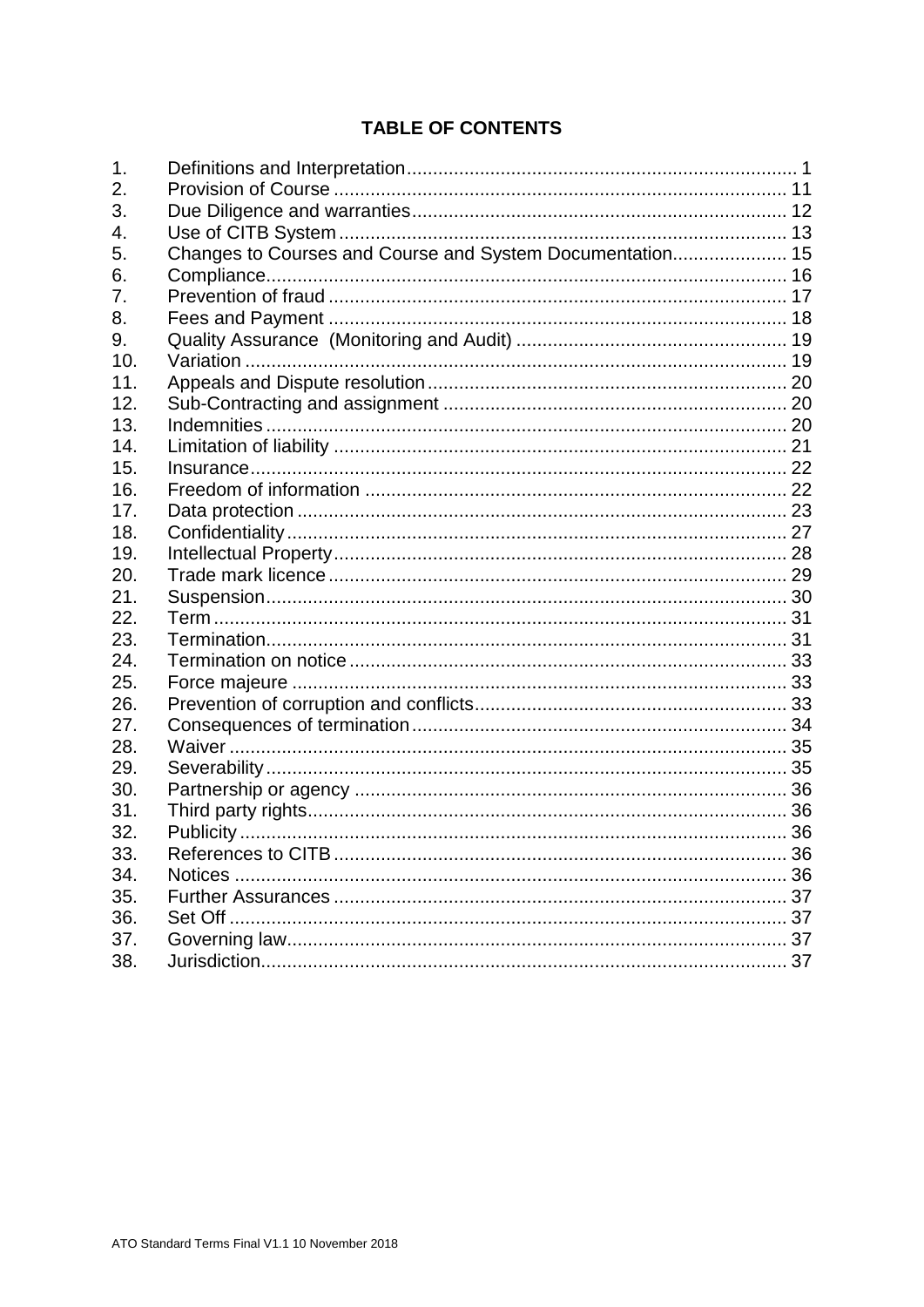**TABLE OF CONTENTS**

| | | |
|---|---|---|
| 1. | Definitions and Interpretation | 1 |
| 2. | Provision of Course | 11 |
| 3. | Due Diligence and warranties | 12 |
| 4. | Use of CITB System | 13 |
| 5. | Changes to Courses and Course and System Documentation | 15 |
| 6. | Compliance | 16 |
| 7. | Prevention of fraud | 17 |
| 8. | Fees and Payment | 18 |
| 9. | Quality Assurance (Monitoring and Audit) | 19 |
| 10. | Variation | 19 |
| 11. | Appeals and Dispute resolution | 20 |
| 12. | Sub-Contracting and assignment | 20 |
| 13. | Indemnities | 20 |
| 14. | Limitation of liability | 21 |
| 15. | Insurance | 22 |
| 16. | Freedom of information | 22 |
| 17. | Data protection | 23 |
| 18. | Confidentiality | 27 |
| 19. | Intellectual Property | 28 |
| 20. | Trade mark licence | 29 |
| 21. | Suspension | 30 |
| 22. | Term | 31 |
| 23. | Termination | 31 |
| 24. | Termination on notice | 33 |
| 25. | Force majeure | 33 |
| 26. | Prevention of corruption and conflicts | 33 |
| 27. | Consequences of termination | 34 |
| 28. | Waiver | 35 |
| 29. | Severability | 35 |
| 30. | Partnership or agency | 36 |
| 31. | Third party rights | 36 |
| 32. | Publicity | 36 |
| 33. | References to CITB | 36 |
| 34. | Notices | 36 |
| 35. | Further Assurances | 37 |
| 36. | Set Off | 37 |
| 37. | Governing law | 37 |
| 38. | Jurisdiction | 37 |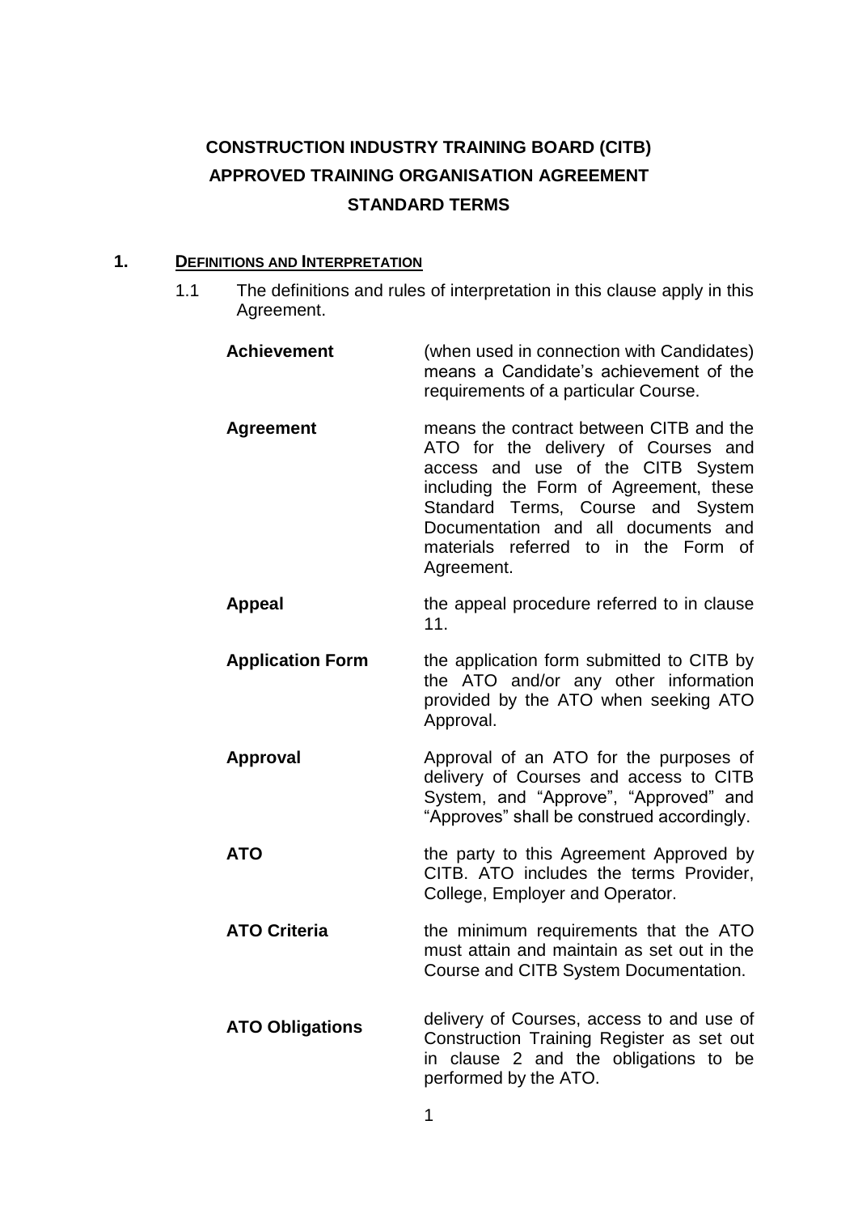# CONSTRUCTION INDUSTRY TRAINING BOARD (CITB) APPROVED TRAINING ORGANISATION AGREEMENT STANDARD TERMS

## 1. DEFINITIONS AND INTERPRETATION

1.1 The definitions and rules of interpretation in this clause apply in this Agreement.

| | |
|---|---|
| **Achievement** | (when used in connection with Candidates) means a Candidate's achievement of the requirements of a particular Course. |
| **Agreement** | means the contract between CITB and the ATO for the delivery of Courses and access and use of the CITB System including the Form of Agreement, these Standard Terms, Course and System Documentation and all documents and materials referred to in the Form of Agreement. |
| **Appeal** | the appeal procedure referred to in clause 11. |
| **Application Form** | the application form submitted to CITB by the ATO and/or any other information provided by the ATO when seeking ATO Approval. |
| **Approval** | Approval of an ATO for the purposes of delivery of Courses and access to CITB System, and "Approve", "Approved" and "Approves" shall be construed accordingly. |
| **ATO** | the party to this Agreement Approved by CITB. ATO includes the terms Provider, College, Employer and Operator. |
| **ATO Criteria** | the minimum requirements that the ATO must attain and maintain as set out in the Course and CITB System Documentation. |
| **ATO Obligations** | delivery of Courses, access to and use of Construction Training Register as set out in clause 2 and the obligations to be performed by the ATO. |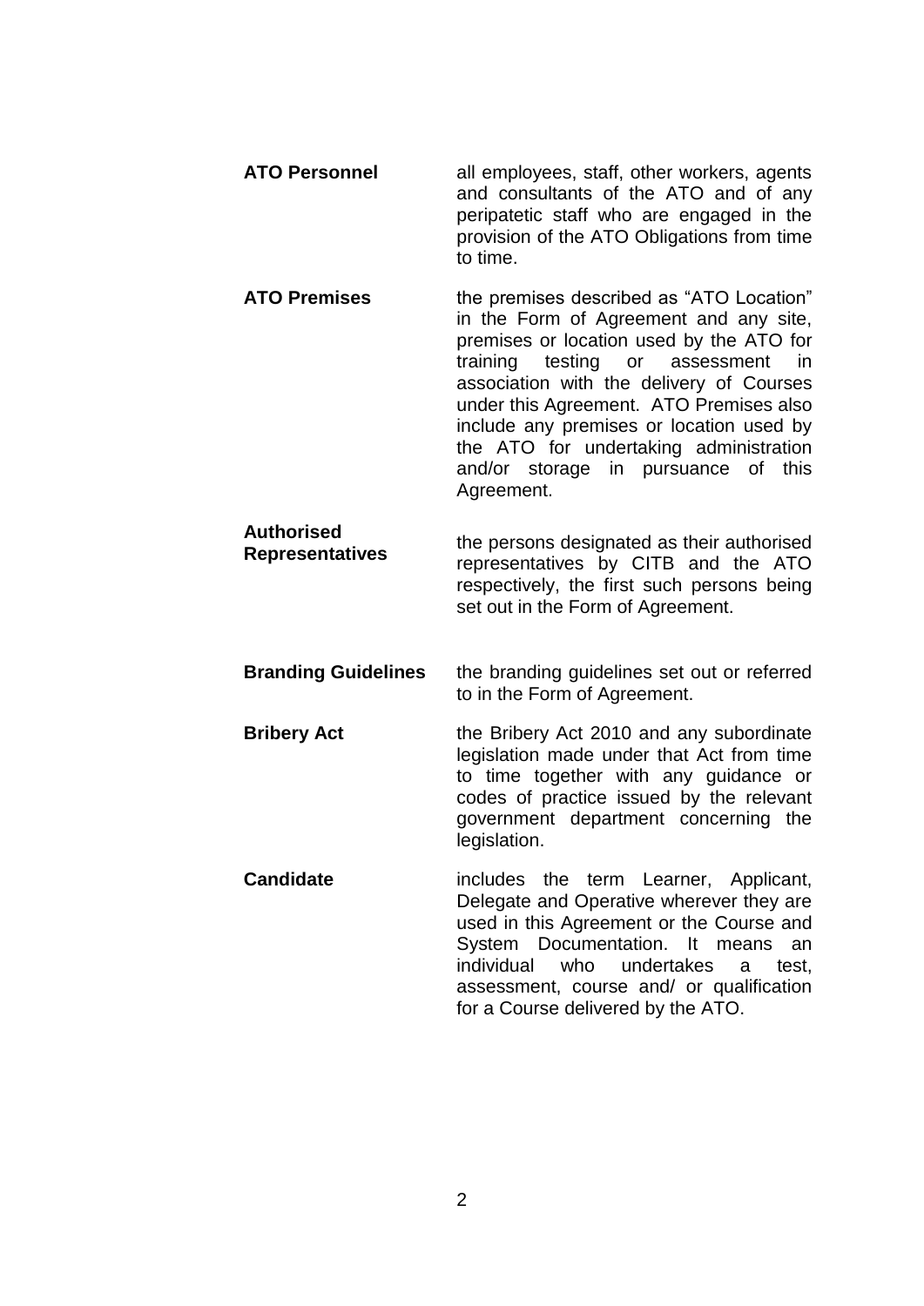| | |
|---|---|
| **ATO Personnel** | all employees, staff, other workers, agents and consultants of the ATO and of any peripatetic staff who are engaged in the provision of the ATO Obligations from time to time. |
| **ATO Premises** | the premises described as "ATO Location" in the Form of Agreement and any site, premises or location used by the ATO for training testing or assessment in association with the delivery of Courses under this Agreement. ATO Premises also include any premises or location used by the ATO for undertaking administration and/or storage in pursuance of this Agreement. |
| **Authorised Representatives** | the persons designated as their authorised representatives by CITB and the ATO respectively, the first such persons being set out in the Form of Agreement. |
| **Branding Guidelines** | the branding guidelines set out or referred to in the Form of Agreement. |
| **Bribery Act** | the Bribery Act 2010 and any subordinate legislation made under that Act from time to time together with any guidance or codes of practice issued by the relevant government department concerning the legislation. |
| **Candidate** | includes the term Learner, Applicant, Delegate and Operative wherever they are used in this Agreement or the Course and System Documentation. It means an individual who undertakes a test, assessment, course and/ or qualification for a Course delivered by the ATO. |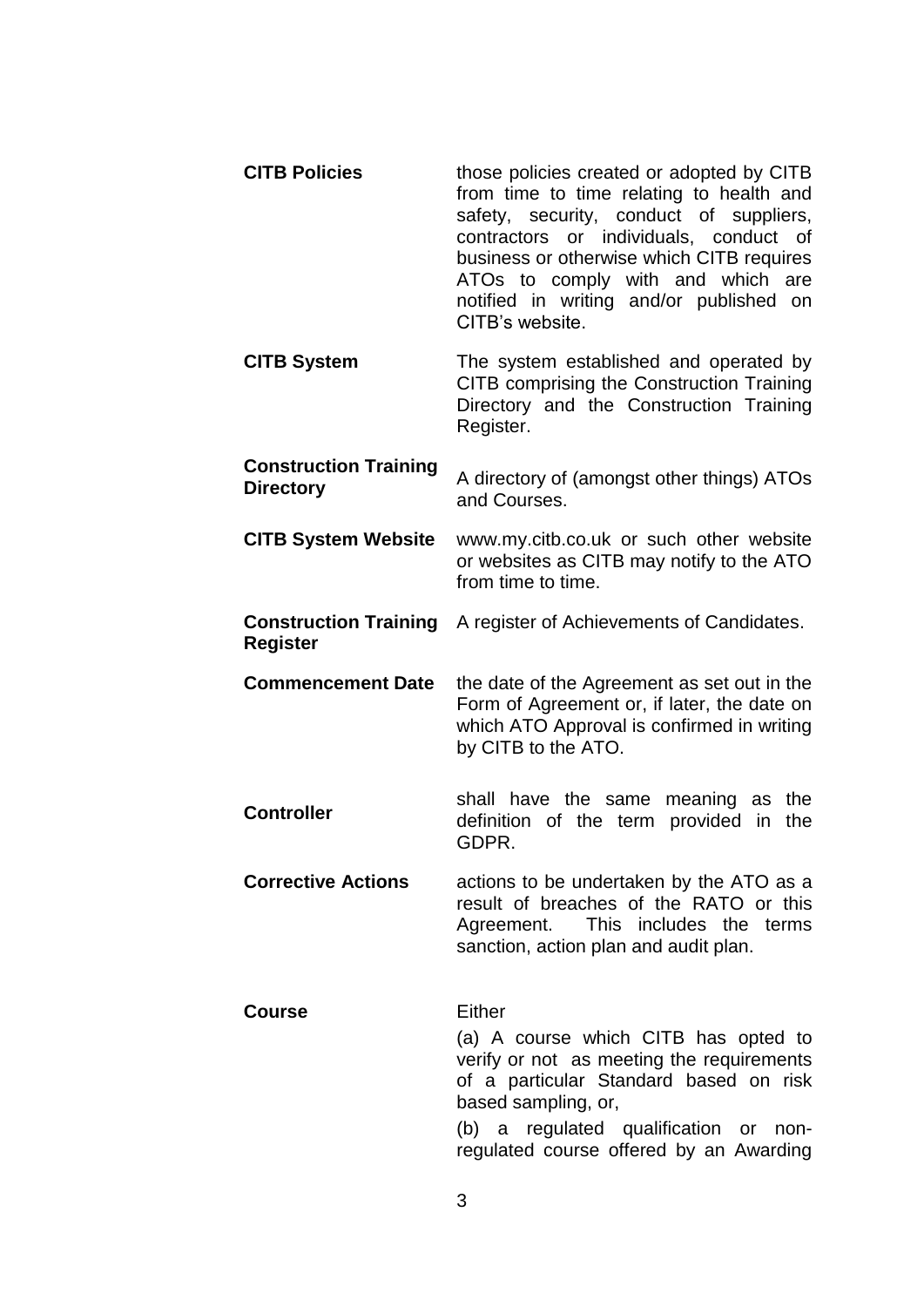| | |
|---|---|
| **CITB Policies** | those policies created or adopted by CITB from time to time relating to health and safety, security, conduct of suppliers, contractors or individuals, conduct of business or otherwise which CITB requires ATOs to comply with and which are notified in writing and/or published on CITB's website. |
| **CITB System** | The system established and operated by CITB comprising the Construction Training Directory and the Construction Training Register. |
| **Construction Training Directory** | A directory of (amongst other things) ATOs and Courses. |
| **CITB System Website** | www.my.citb.co.uk or such other website or websites as CITB may notify to the ATO from time to time. |
| **Construction Training Register** | A register of Achievements of Candidates. |
| **Commencement Date** | the date of the Agreement as set out in the Form of Agreement or, if later, the date on which ATO Approval is confirmed in writing by CITB to the ATO. |
| **Controller** | shall have the same meaning as the definition of the term provided in the GDPR. |
| **Corrective Actions** | actions to be undertaken by the ATO as a result of breaches of the RATO or this Agreement. This includes the terms sanction, action plan and audit plan. |
| **Course** | Either<br>(a) A course which CITB has opted to verify or not as meeting the requirements of a particular Standard based on risk based sampling, or,<br>(b) a regulated qualification or non-regulated course offered by an Awarding |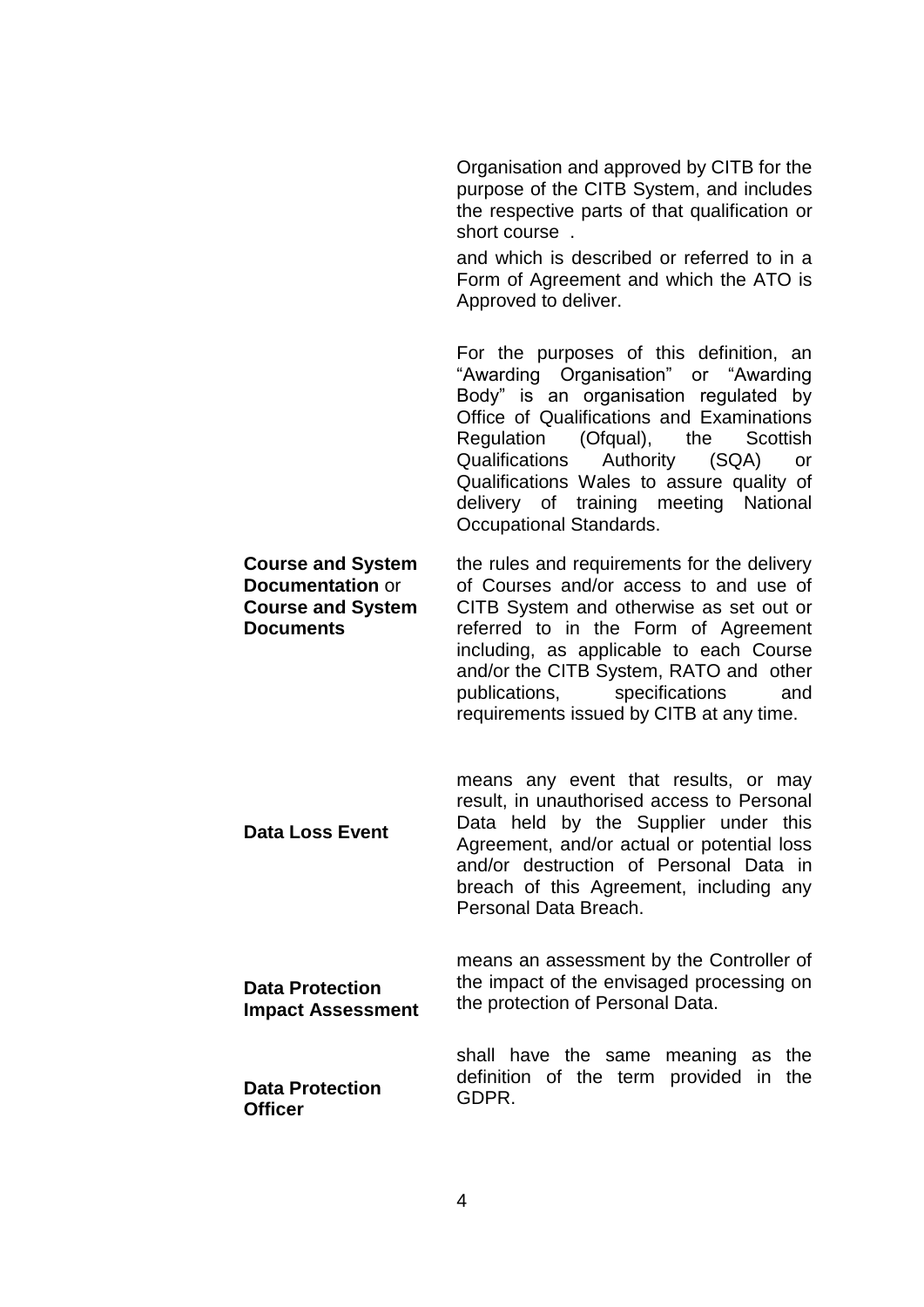| | |
|---|---|
| | Organisation and approved by CITB for the purpose of the CITB System, and includes the respective parts of that qualification or short course . <br><br> and which is described or referred to in a Form of Agreement and which the ATO is Approved to deliver. <br><br> For the purposes of this definition, an "Awarding Organisation" or "Awarding Body" is an organisation regulated by Office of Qualifications and Examinations Regulation (Ofqual), the Scottish Qualifications Authority (SQA) or Qualifications Wales to assure quality of delivery of training meeting National Occupational Standards. |
| **Course and System Documentation** or **Course and System Documents** | the rules and requirements for the delivery of Courses and/or access to and use of CITB System and otherwise as set out or referred to in the Form of Agreement including, as applicable to each Course and/or the CITB System, RATO and other publications, specifications and requirements issued by CITB at any time. |
| **Data Loss Event** | means any event that results, or may result, in unauthorised access to Personal Data held by the Supplier under this Agreement, and/or actual or potential loss and/or destruction of Personal Data in breach of this Agreement, including any Personal Data Breach. |
| **Data Protection Impact Assessment** | means an assessment by the Controller of the impact of the envisaged processing on the protection of Personal Data. |
| **Data Protection Officer** | shall have the same meaning as the definition of the term provided in the GDPR. |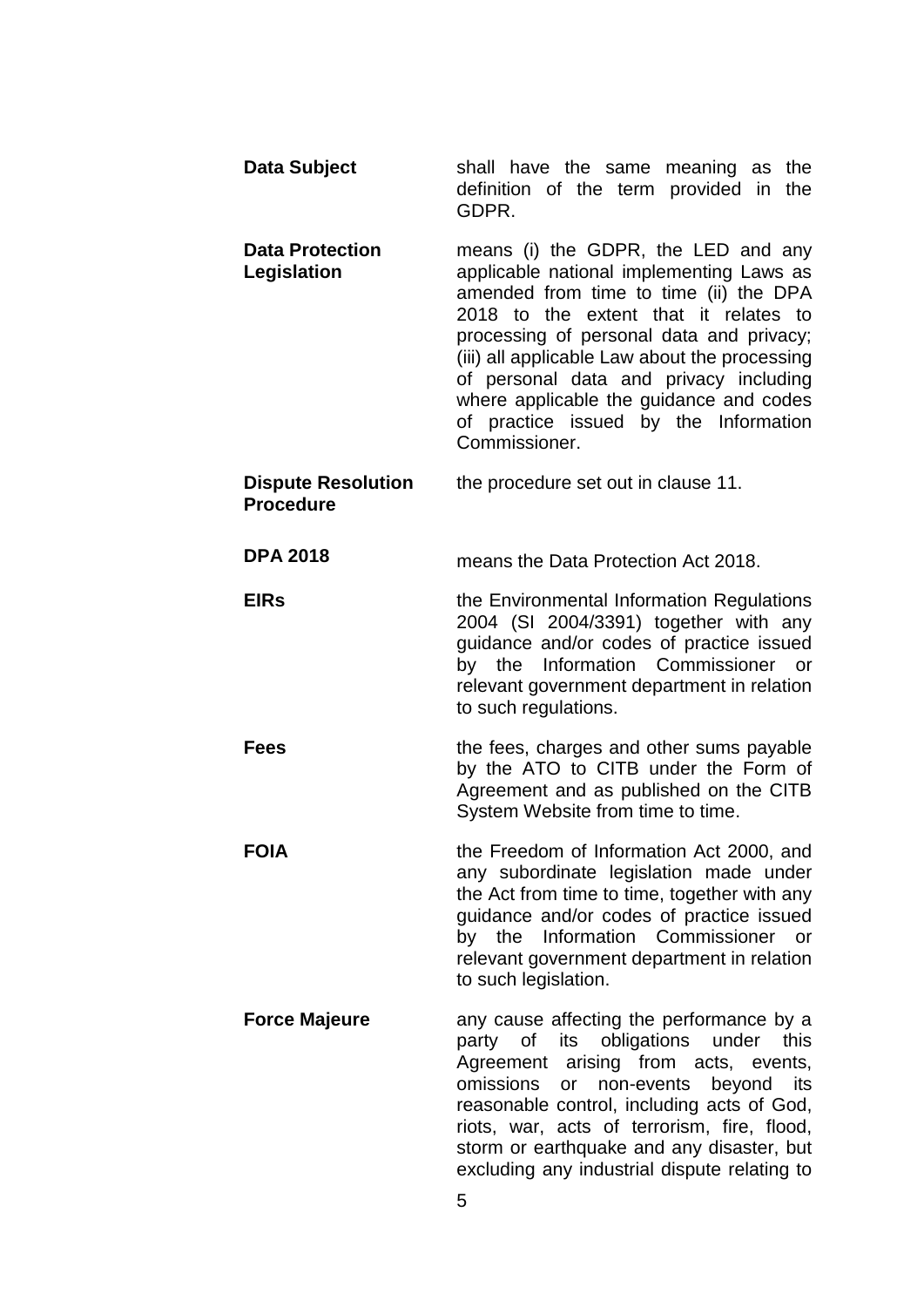| | |
|---|---|
| **Data Subject** | shall have the same meaning as the definition of the term provided in the GDPR. |
| **Data Protection Legislation** | means (i) the GDPR, the LED and any applicable national implementing Laws as amended from time to time (ii) the DPA 2018 to the extent that it relates to processing of personal data and privacy; (iii) all applicable Law about the processing of personal data and privacy including where applicable the guidance and codes of practice issued by the Information Commissioner. |
| **Dispute Resolution Procedure** | the procedure set out in clause 11. |
| **DPA 2018** | means the Data Protection Act 2018. |
| **EIRs** | the Environmental Information Regulations 2004 (SI 2004/3391) together with any guidance and/or codes of practice issued by the Information Commissioner or relevant government department in relation to such regulations. |
| **Fees** | the fees, charges and other sums payable by the ATO to CITB under the Form of Agreement and as published on the CITB System Website from time to time. |
| **FOIA** | the Freedom of Information Act 2000, and any subordinate legislation made under the Act from time to time, together with any guidance and/or codes of practice issued by the Information Commissioner or relevant government department in relation to such legislation. |
| **Force Majeure** | any cause affecting the performance by a party of its obligations under this Agreement arising from acts, events, omissions or non-events beyond its reasonable control, including acts of God, riots, war, acts of terrorism, fire, flood, storm or earthquake and any disaster, but excluding any industrial dispute relating to |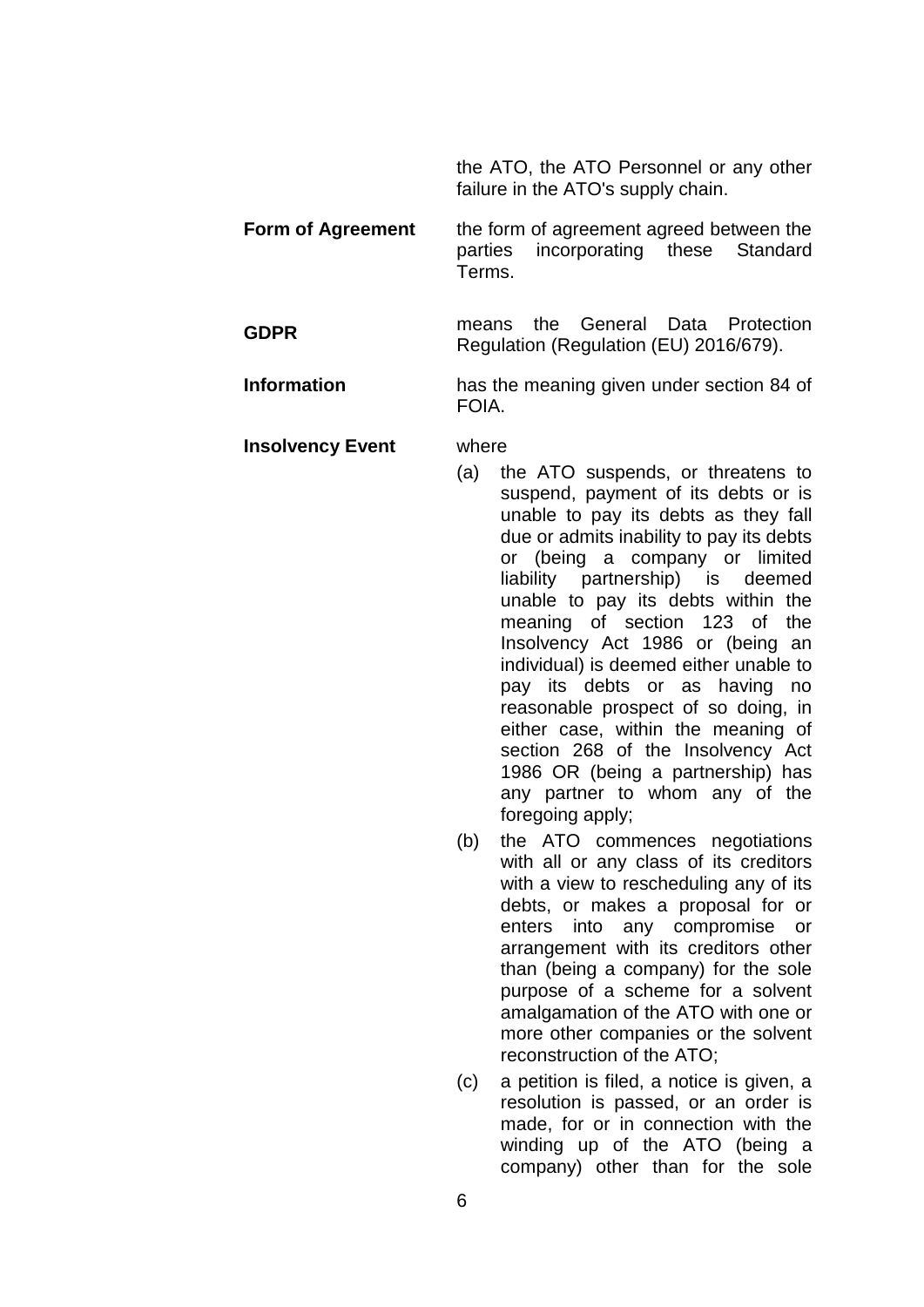the ATO, the ATO Personnel or any other failure in the ATO's supply chain.

**Form of Agreement** the form of agreement agreed between the parties incorporating these Standard Terms.

**GDPR** means the General Data Protection Regulation (Regulation (EU) 2016/679).

**Information** has the meaning given under section 84 of FOIA.

**Insolvency Event** where

(a) the ATO suspends, or threatens to suspend, payment of its debts or is unable to pay its debts as they fall due or admits inability to pay its debts or (being a company or limited liability partnership) is deemed unable to pay its debts within the meaning of section 123 of the Insolvency Act 1986 or (being an individual) is deemed either unable to pay its debts or as having no reasonable prospect of so doing, in either case, within the meaning of section 268 of the Insolvency Act 1986 OR (being a partnership) has any partner to whom any of the foregoing apply;

(b) the ATO commences negotiations with all or any class of its creditors with a view to rescheduling any of its debts, or makes a proposal for or enters into any compromise or arrangement with its creditors other than (being a company) for the sole purpose of a scheme for a solvent amalgamation of the ATO with one or more other companies or the solvent reconstruction of the ATO;

(c) a petition is filed, a notice is given, a resolution is passed, or an order is made, for or in connection with the winding up of the ATO (being a company) other than for the sole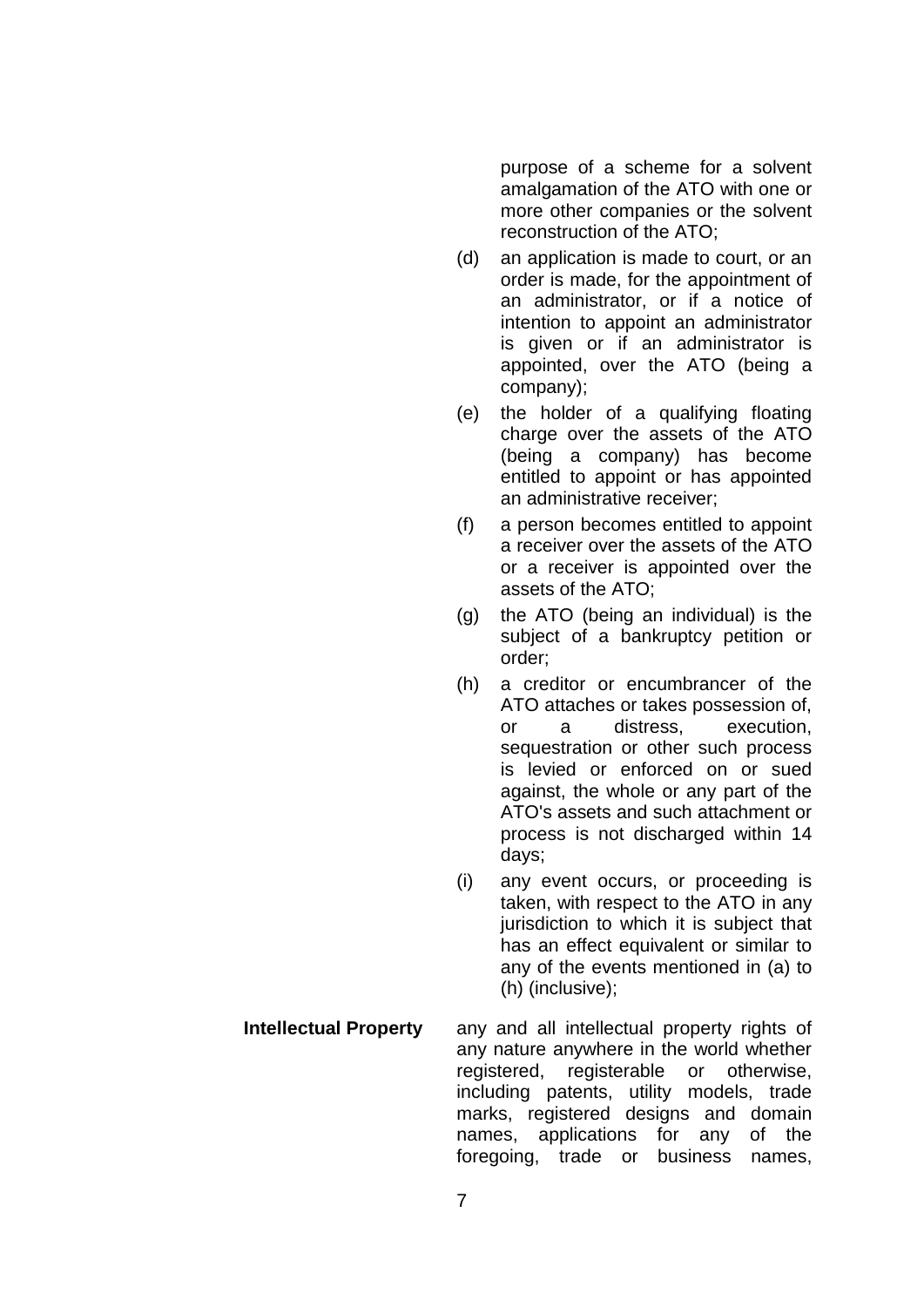purpose of a scheme for a solvent amalgamation of the ATO with one or more other companies or the solvent reconstruction of the ATO;

(d) an application is made to court, or an order is made, for the appointment of an administrator, or if a notice of intention to appoint an administrator is given or if an administrator is appointed, over the ATO (being a company);

(e) the holder of a qualifying floating charge over the assets of the ATO (being a company) has become entitled to appoint or has appointed an administrative receiver;

(f) a person becomes entitled to appoint a receiver over the assets of the ATO or a receiver is appointed over the assets of the ATO;

(g) the ATO (being an individual) is the subject of a bankruptcy petition or order;

(h) a creditor or encumbrancer of the ATO attaches or takes possession of, or a distress, execution, sequestration or other such process is levied or enforced on or sued against, the whole or any part of the ATO's assets and such attachment or process is not discharged within 14 days;

(i) any event occurs, or proceeding is taken, with respect to the ATO in any jurisdiction to which it is subject that has an effect equivalent or similar to any of the events mentioned in (a) to (h) (inclusive);

**Intellectual Property** any and all intellectual property rights of any nature anywhere in the world whether registered, registerable or otherwise, including patents, utility models, trade marks, registered designs and domain names, applications for any of the foregoing, trade or business names,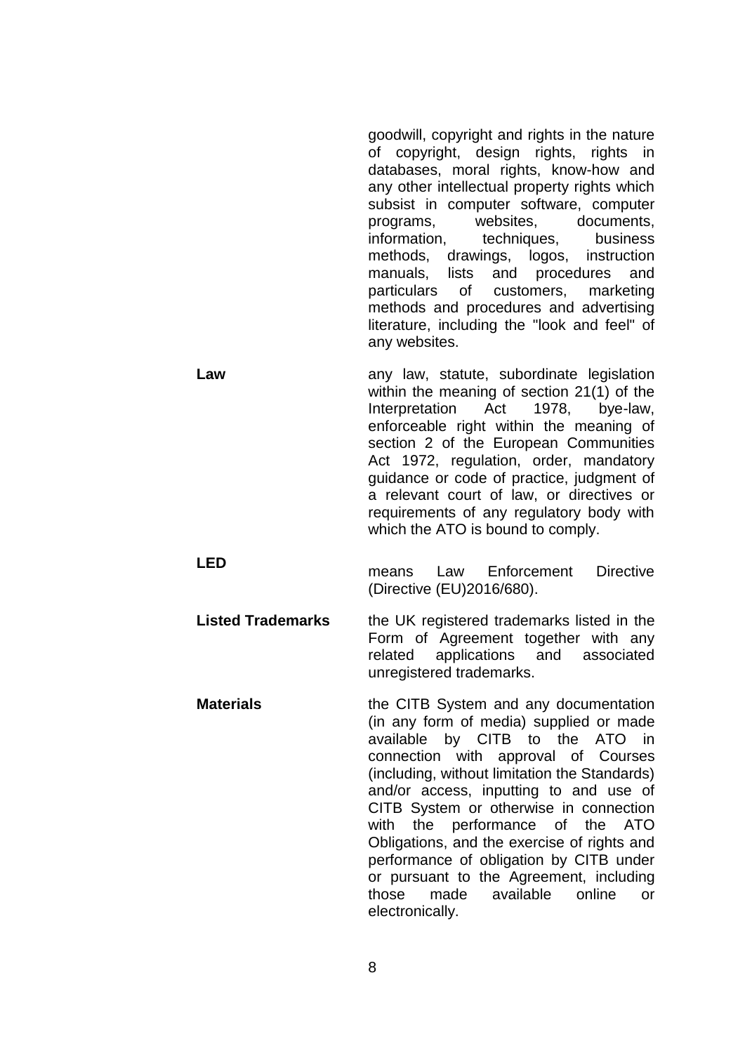goodwill, copyright and rights in the nature of copyright, design rights, rights in databases, moral rights, know-how and any other intellectual property rights which subsist in computer software, computer programs, websites, documents, information, techniques, business methods, drawings, logos, instruction manuals, lists and procedures and particulars of customers, marketing methods and procedures and advertising literature, including the "look and feel" of any websites.

| | |
|---|---|
| **Law** | any law, statute, subordinate legislation within the meaning of section 21(1) of the Interpretation Act 1978, bye-law, enforceable right within the meaning of section 2 of the European Communities Act 1972, regulation, order, mandatory guidance or code of practice, judgment of a relevant court of law, or directives or requirements of any regulatory body with which the ATO is bound to comply. |
| **LED** | means Law Enforcement Directive (Directive (EU)2016/680). |
| **Listed Trademarks** | the UK registered trademarks listed in the Form of Agreement together with any related applications and associated unregistered trademarks. |
| **Materials** | the CITB System and any documentation (in any form of media) supplied or made available by CITB to the ATO in connection with approval of Courses (including, without limitation the Standards) and/or access, inputting to and use of CITB System or otherwise in connection with the performance of the ATO Obligations, and the exercise of rights and performance of obligation by CITB under or pursuant to the Agreement, including those made available online or electronically. |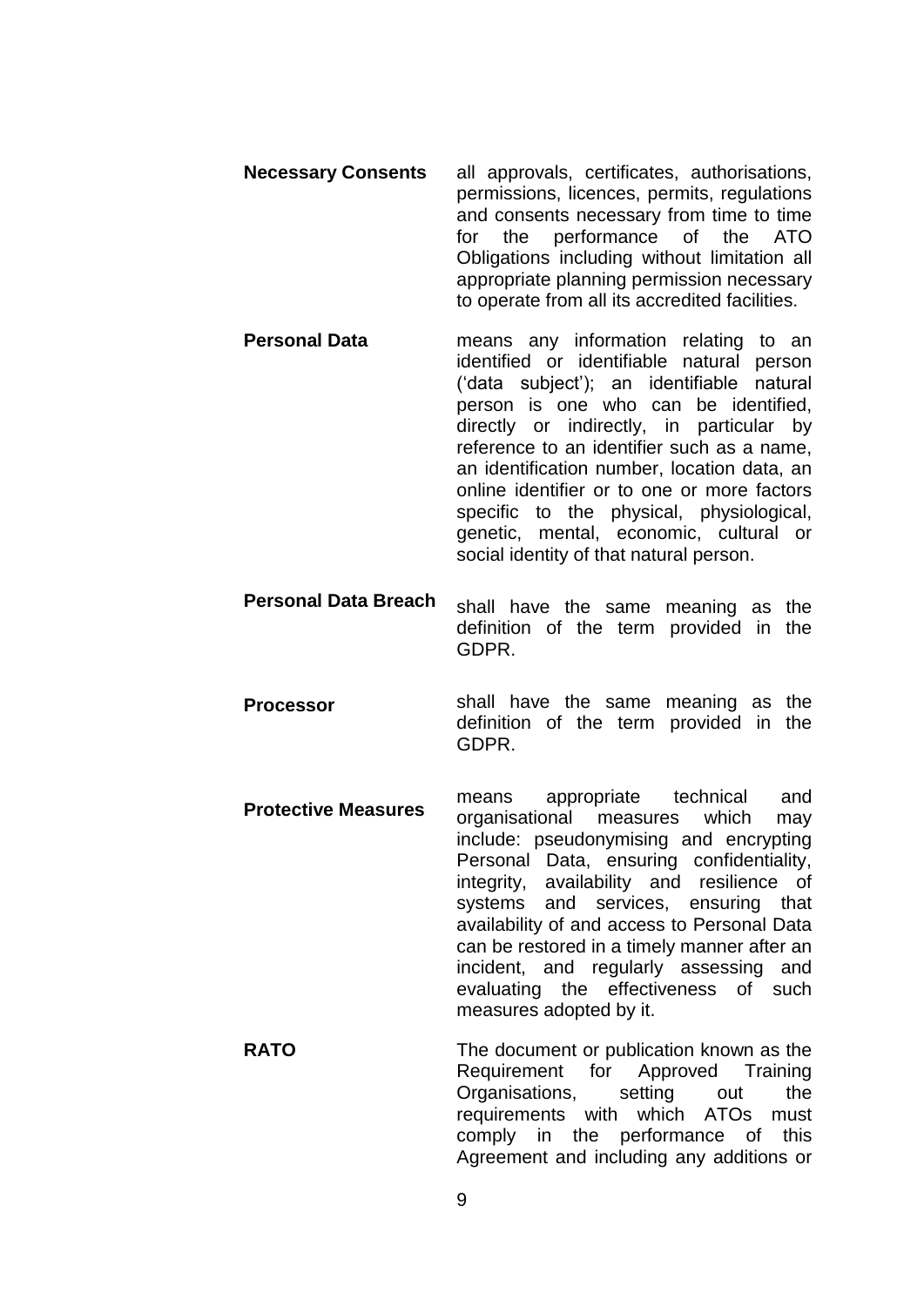| | |
|---|---|
| **Necessary Consents** | all approvals, certificates, authorisations, permissions, licences, permits, regulations and consents necessary from time to time for the performance of the ATO Obligations including without limitation all appropriate planning permission necessary to operate from all its accredited facilities. |
| **Personal Data** | means any information relating to an identified or identifiable natural person ('data subject'); an identifiable natural person is one who can be identified, directly or indirectly, in particular by reference to an identifier such as a name, an identification number, location data, an online identifier or to one or more factors specific to the physical, physiological, genetic, mental, economic, cultural or social identity of that natural person. |
| **Personal Data Breach** | shall have the same meaning as the definition of the term provided in the GDPR. |
| **Processor** | shall have the same meaning as the definition of the term provided in the GDPR. |
| **Protective Measures** | means appropriate technical and organisational measures which may include: pseudonymising and encrypting Personal Data, ensuring confidentiality, integrity, availability and resilience of systems and services, ensuring that availability of and access to Personal Data can be restored in a timely manner after an incident, and regularly assessing and evaluating the effectiveness of such measures adopted by it. |
| **RATO** | The document or publication known as the Requirement for Approved Training Organisations, setting out the requirements with which ATOs must comply in the performance of this Agreement and including any additions or |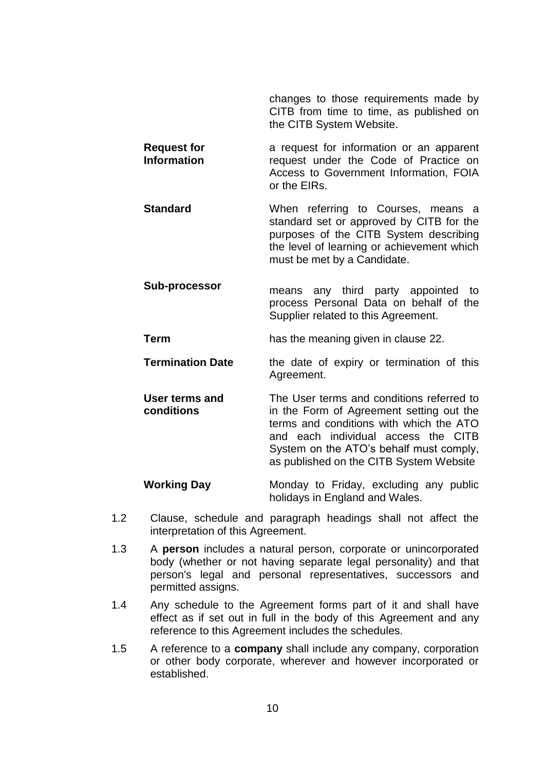| | |
|---|---|
| | changes to those requirements made by CITB from time to time, as published on the CITB System Website. |
| **Request for Information** | a request for information or an apparent request under the Code of Practice on Access to Government Information, FOIA or the EIRs. |
| **Standard** | When referring to Courses, means a standard set or approved by CITB for the purposes of the CITB System describing the level of learning or achievement which must be met by a Candidate. |
| **Sub-processor** | means any third party appointed to process Personal Data on behalf of the Supplier related to this Agreement. |
| **Term** | has the meaning given in clause 22. |
| **Termination Date** | the date of expiry or termination of this Agreement. |
| **User terms and conditions** | The User terms and conditions referred to in the Form of Agreement setting out the terms and conditions with which the ATO and each individual access the CITB System on the ATO's behalf must comply, as published on the CITB System Website |
| **Working Day** | Monday to Friday, excluding any public holidays in England and Wales. |

1.2 Clause, schedule and paragraph headings shall not affect the interpretation of this Agreement.

1.3 A **person** includes a natural person, corporate or unincorporated body (whether or not having separate legal personality) and that person's legal and personal representatives, successors and permitted assigns.

1.4 Any schedule to the Agreement forms part of it and shall have effect as if set out in full in the body of this Agreement and any reference to this Agreement includes the schedules.

1.5 A reference to a **company** shall include any company, corporation or other body corporate, wherever and however incorporated or established.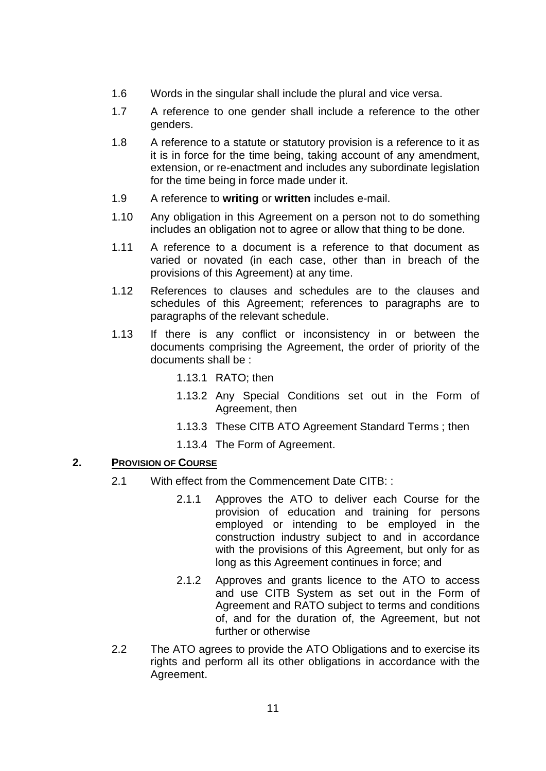1.6 Words in the singular shall include the plural and vice versa.

1.7 A reference to one gender shall include a reference to the other genders.

1.8 A reference to a statute or statutory provision is a reference to it as it is in force for the time being, taking account of any amendment, extension, or re-enactment and includes any subordinate legislation for the time being in force made under it.

1.9 A reference to **writing** or **written** includes e-mail.

1.10 Any obligation in this Agreement on a person not to do something includes an obligation not to agree or allow that thing to be done.

1.11 A reference to a document is a reference to that document as varied or novated (in each case, other than in breach of the provisions of this Agreement) at any time.

1.12 References to clauses and schedules are to the clauses and schedules of this Agreement; references to paragraphs are to paragraphs of the relevant schedule.

1.13 If there is any conflict or inconsistency in or between the documents comprising the Agreement, the order of priority of the documents shall be :

1.13.1 RATO; then

1.13.2 Any Special Conditions set out in the Form of Agreement, then

1.13.3 These CITB ATO Agreement Standard Terms ; then

1.13.4 The Form of Agreement.

## 2. PROVISION OF COURSE

2.1 With effect from the Commencement Date CITB: :

2.1.1 Approves the ATO to deliver each Course for the provision of education and training for persons employed or intending to be employed in the construction industry subject to and in accordance with the provisions of this Agreement, but only for as long as this Agreement continues in force; and

2.1.2 Approves and grants licence to the ATO to access and use CITB System as set out in the Form of Agreement and RATO subject to terms and conditions of, and for the duration of, the Agreement, but not further or otherwise

2.2 The ATO agrees to provide the ATO Obligations and to exercise its rights and perform all its other obligations in accordance with the Agreement.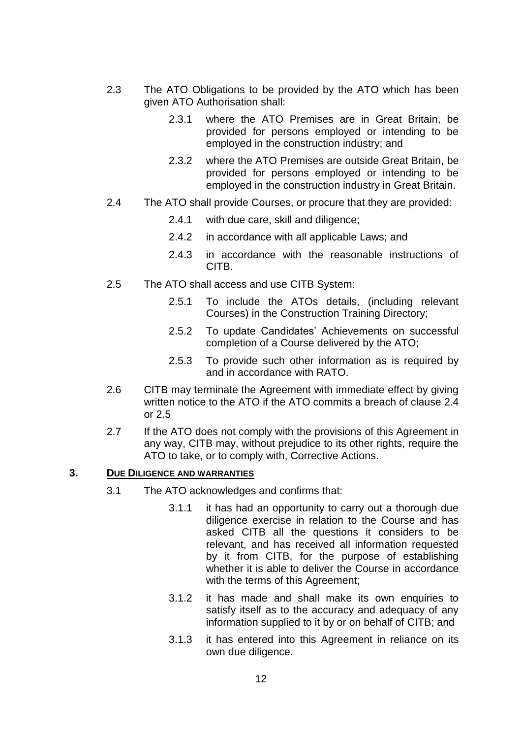2.3 The ATO Obligations to be provided by the ATO which has been given ATO Authorisation shall:

  2.3.1 where the ATO Premises are in Great Britain, be provided for persons employed or intending to be employed in the construction industry; and

  2.3.2 where the ATO Premises are outside Great Britain, be provided for persons employed or intending to be employed in the construction industry in Great Britain.

2.4 The ATO shall provide Courses, or procure that they are provided:

  2.4.1 with due care, skill and diligence;

  2.4.2 in accordance with all applicable Laws; and

  2.4.3 in accordance with the reasonable instructions of CITB.

2.5 The ATO shall access and use CITB System:

  2.5.1 To include the ATOs details, (including relevant Courses) in the Construction Training Directory;

  2.5.2 To update Candidates' Achievements on successful completion of a Course delivered by the ATO;

  2.5.3 To provide such other information as is required by and in accordance with RATO.

2.6 CITB may terminate the Agreement with immediate effect by giving written notice to the ATO if the ATO commits a breach of clause 2.4 or 2.5

2.7 If the ATO does not comply with the provisions of this Agreement in any way, CITB may, without prejudice to its other rights, require the ATO to take, or to comply with, Corrective Actions.

## 3. DUE DILIGENCE AND WARRANTIES

3.1 The ATO acknowledges and confirms that:

  3.1.1 it has had an opportunity to carry out a thorough due diligence exercise in relation to the Course and has asked CITB all the questions it considers to be relevant, and has received all information requested by it from CITB, for the purpose of establishing whether it is able to deliver the Course in accordance with the terms of this Agreement;

  3.1.2 it has made and shall make its own enquiries to satisfy itself as to the accuracy and adequacy of any information supplied to it by or on behalf of CITB; and

  3.1.3 it has entered into this Agreement in reliance on its own due diligence.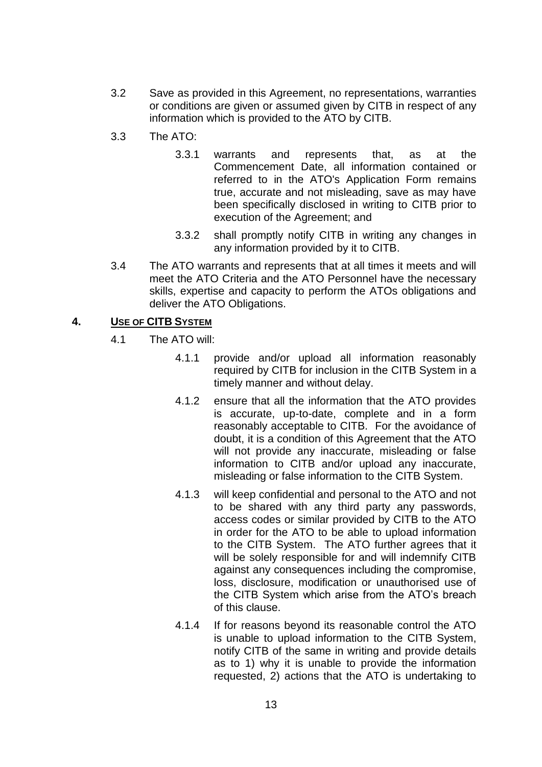3.2 Save as provided in this Agreement, no representations, warranties or conditions are given or assumed given by CITB in respect of any information which is provided to the ATO by CITB.

3.3 The ATO:

3.3.1 warrants and represents that, as at the Commencement Date, all information contained or referred to in the ATO's Application Form remains true, accurate and not misleading, save as may have been specifically disclosed in writing to CITB prior to execution of the Agreement; and

3.3.2 shall promptly notify CITB in writing any changes in any information provided by it to CITB.

3.4 The ATO warrants and represents that at all times it meets and will meet the ATO Criteria and the ATO Personnel have the necessary skills, expertise and capacity to perform the ATOs obligations and deliver the ATO Obligations.

## 4. USE OF CITB SYSTEM

4.1 The ATO will:

4.1.1 provide and/or upload all information reasonably required by CITB for inclusion in the CITB System in a timely manner and without delay.

4.1.2 ensure that all the information that the ATO provides is accurate, up-to-date, complete and in a form reasonably acceptable to CITB. For the avoidance of doubt, it is a condition of this Agreement that the ATO will not provide any inaccurate, misleading or false information to CITB and/or upload any inaccurate, misleading or false information to the CITB System.

4.1.3 will keep confidential and personal to the ATO and not to be shared with any third party any passwords, access codes or similar provided by CITB to the ATO in order for the ATO to be able to upload information to the CITB System. The ATO further agrees that it will be solely responsible for and will indemnify CITB against any consequences including the compromise, loss, disclosure, modification or unauthorised use of the CITB System which arise from the ATO's breach of this clause.

4.1.4 If for reasons beyond its reasonable control the ATO is unable to upload information to the CITB System, notify CITB of the same in writing and provide details as to 1) why it is unable to provide the information requested, 2) actions that the ATO is undertaking to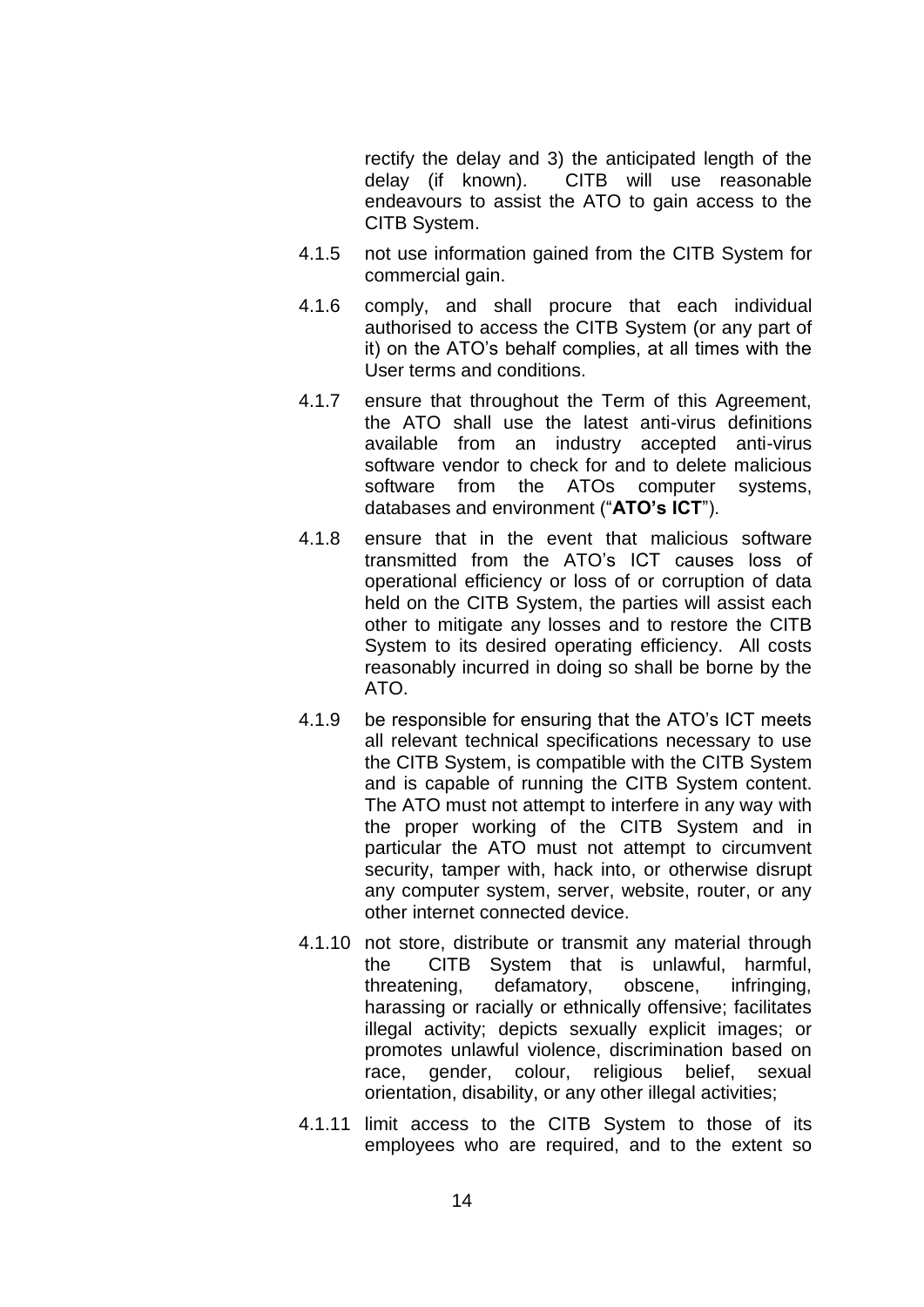rectify the delay and 3) the anticipated length of the delay (if known). CITB will use reasonable endeavours to assist the ATO to gain access to the CITB System.

4.1.5 not use information gained from the CITB System for commercial gain.

4.1.6 comply, and shall procure that each individual authorised to access the CITB System (or any part of it) on the ATO's behalf complies, at all times with the User terms and conditions.

4.1.7 ensure that throughout the Term of this Agreement, the ATO shall use the latest anti-virus definitions available from an industry accepted anti-virus software vendor to check for and to delete malicious software from the ATOs computer systems, databases and environment ("**ATO's ICT**").

4.1.8 ensure that in the event that malicious software transmitted from the ATO's ICT causes loss of operational efficiency or loss of or corruption of data held on the CITB System, the parties will assist each other to mitigate any losses and to restore the CITB System to its desired operating efficiency. All costs reasonably incurred in doing so shall be borne by the ATO.

4.1.9 be responsible for ensuring that the ATO's ICT meets all relevant technical specifications necessary to use the CITB System, is compatible with the CITB System and is capable of running the CITB System content. The ATO must not attempt to interfere in any way with the proper working of the CITB System and in particular the ATO must not attempt to circumvent security, tamper with, hack into, or otherwise disrupt any computer system, server, website, router, or any other internet connected device.

4.1.10 not store, distribute or transmit any material through the CITB System that is unlawful, harmful, threatening, defamatory, obscene, infringing, harassing or racially or ethnically offensive; facilitates illegal activity; depicts sexually explicit images; or promotes unlawful violence, discrimination based on race, gender, colour, religious belief, sexual orientation, disability, or any other illegal activities;

4.1.11 limit access to the CITB System to those of its employees who are required, and to the extent so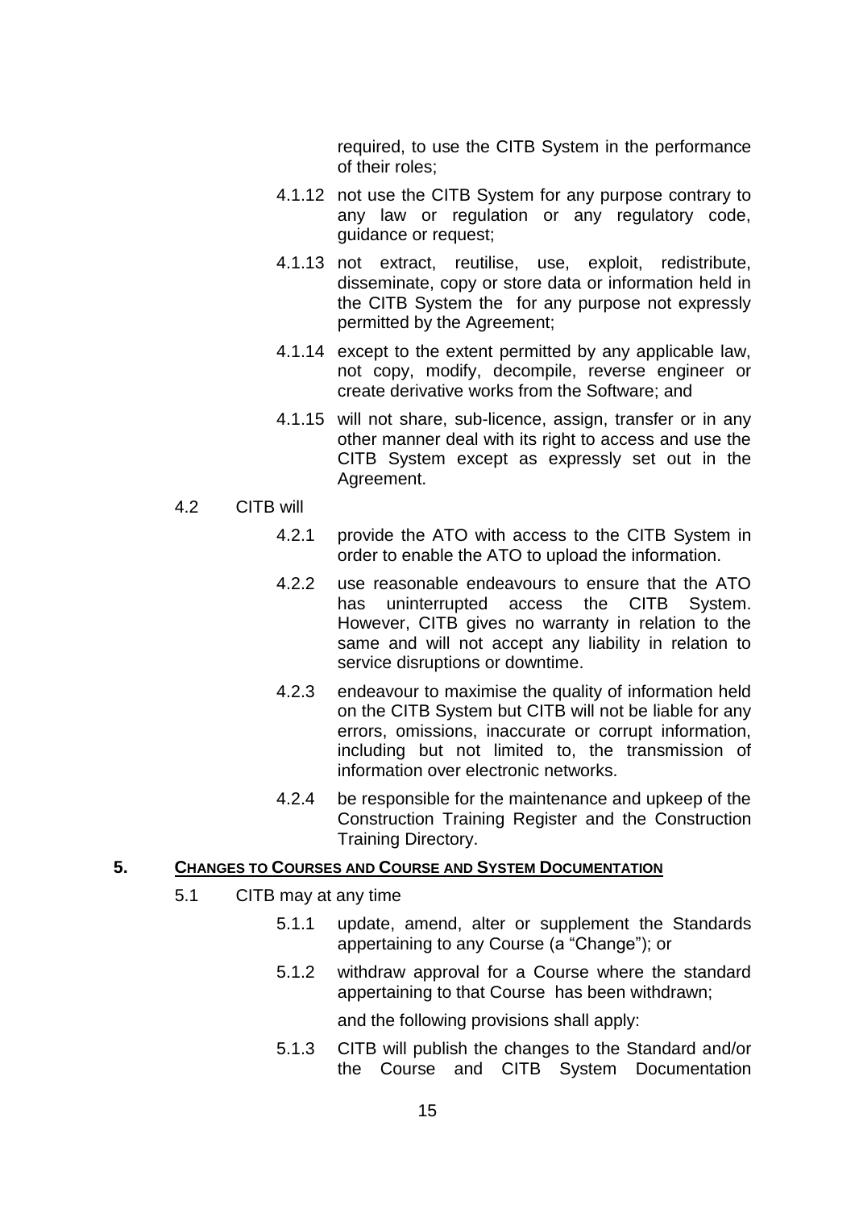required, to use the CITB System in the performance of their roles;

4.1.12 not use the CITB System for any purpose contrary to any law or regulation or any regulatory code, guidance or request;

4.1.13 not extract, reutilise, use, exploit, redistribute, disseminate, copy or store data or information held in the CITB System the for any purpose not expressly permitted by the Agreement;

4.1.14 except to the extent permitted by any applicable law, not copy, modify, decompile, reverse engineer or create derivative works from the Software; and

4.1.15 will not share, sub-licence, assign, transfer or in any other manner deal with its right to access and use the CITB System except as expressly set out in the Agreement.

4.2 CITB will

4.2.1 provide the ATO with access to the CITB System in order to enable the ATO to upload the information.

4.2.2 use reasonable endeavours to ensure that the ATO has uninterrupted access the CITB System. However, CITB gives no warranty in relation to the same and will not accept any liability in relation to service disruptions or downtime.

4.2.3 endeavour to maximise the quality of information held on the CITB System but CITB will not be liable for any errors, omissions, inaccurate or corrupt information, including but not limited to, the transmission of information over electronic networks.

4.2.4 be responsible for the maintenance and upkeep of the Construction Training Register and the Construction Training Directory.

## 5. <u>CHANGES TO COURSES AND COURSE AND SYSTEM DOCUMENTATION</u>

5.1 CITB may at any time

5.1.1 update, amend, alter or supplement the Standards appertaining to any Course (a "Change"); or

5.1.2 withdraw approval for a Course where the standard appertaining to that Course has been withdrawn;

and the following provisions shall apply:

5.1.3 CITB will publish the changes to the Standard and/or the Course and CITB System Documentation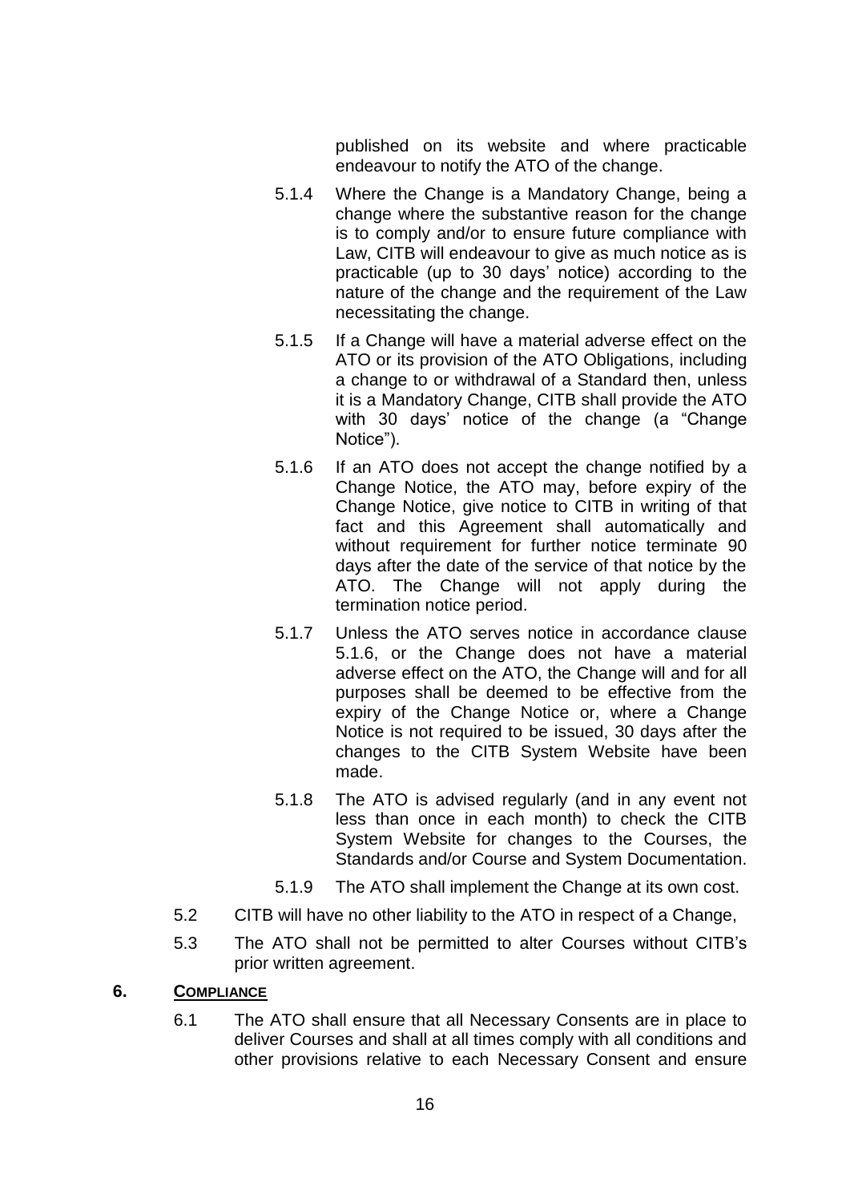published on its website and where practicable endeavour to notify the ATO of the change.

5.1.4 Where the Change is a Mandatory Change, being a change where the substantive reason for the change is to comply and/or to ensure future compliance with Law, CITB will endeavour to give as much notice as is practicable (up to 30 days' notice) according to the nature of the change and the requirement of the Law necessitating the change.

5.1.5 If a Change will have a material adverse effect on the ATO or its provision of the ATO Obligations, including a change to or withdrawal of a Standard then, unless it is a Mandatory Change, CITB shall provide the ATO with 30 days' notice of the change (a "Change Notice").

5.1.6 If an ATO does not accept the change notified by a Change Notice, the ATO may, before expiry of the Change Notice, give notice to CITB in writing of that fact and this Agreement shall automatically and without requirement for further notice terminate 90 days after the date of the service of that notice by the ATO. The Change will not apply during the termination notice period.

5.1.7 Unless the ATO serves notice in accordance clause 5.1.6, or the Change does not have a material adverse effect on the ATO, the Change will and for all purposes shall be deemed to be effective from the expiry of the Change Notice or, where a Change Notice is not required to be issued, 30 days after the changes to the CITB System Website have been made.

5.1.8 The ATO is advised regularly (and in any event not less than once in each month) to check the CITB System Website for changes to the Courses, the Standards and/or Course and System Documentation.

5.1.9 The ATO shall implement the Change at its own cost.

5.2 CITB will have no other liability to the ATO in respect of a Change,

5.3 The ATO shall not be permitted to alter Courses without CITB's prior written agreement.

## 6. COMPLIANCE

6.1 The ATO shall ensure that all Necessary Consents are in place to deliver Courses and shall at all times comply with all conditions and other provisions relative to each Necessary Consent and ensure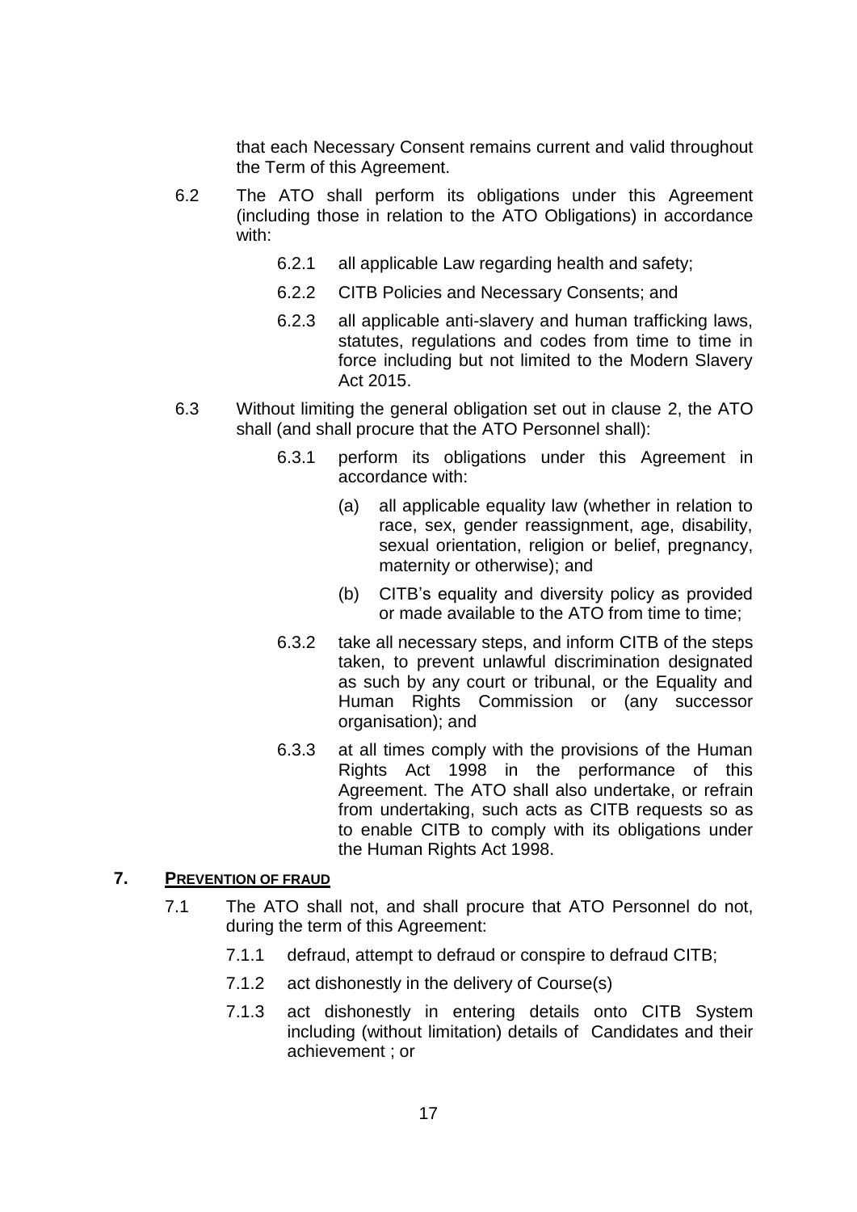that each Necessary Consent remains current and valid throughout the Term of this Agreement.

6.2 The ATO shall perform its obligations under this Agreement (including those in relation to the ATO Obligations) in accordance with:

6.2.1 all applicable Law regarding health and safety;

6.2.2 CITB Policies and Necessary Consents; and

6.2.3 all applicable anti-slavery and human trafficking laws, statutes, regulations and codes from time to time in force including but not limited to the Modern Slavery Act 2015.

6.3 Without limiting the general obligation set out in clause 2, the ATO shall (and shall procure that the ATO Personnel shall):

6.3.1 perform its obligations under this Agreement in accordance with:

(a) all applicable equality law (whether in relation to race, sex, gender reassignment, age, disability, sexual orientation, religion or belief, pregnancy, maternity or otherwise); and

(b) CITB's equality and diversity policy as provided or made available to the ATO from time to time;

6.3.2 take all necessary steps, and inform CITB of the steps taken, to prevent unlawful discrimination designated as such by any court or tribunal, or the Equality and Human Rights Commission or (any successor organisation); and

6.3.3 at all times comply with the provisions of the Human Rights Act 1998 in the performance of this Agreement. The ATO shall also undertake, or refrain from undertaking, such acts as CITB requests so as to enable CITB to comply with its obligations under the Human Rights Act 1998.

## 7. Prevention of Fraud

7.1 The ATO shall not, and shall procure that ATO Personnel do not, during the term of this Agreement:

7.1.1 defraud, attempt to defraud or conspire to defraud CITB;

7.1.2 act dishonestly in the delivery of Course(s)

7.1.3 act dishonestly in entering details onto CITB System including (without limitation) details of Candidates and their achievement ; or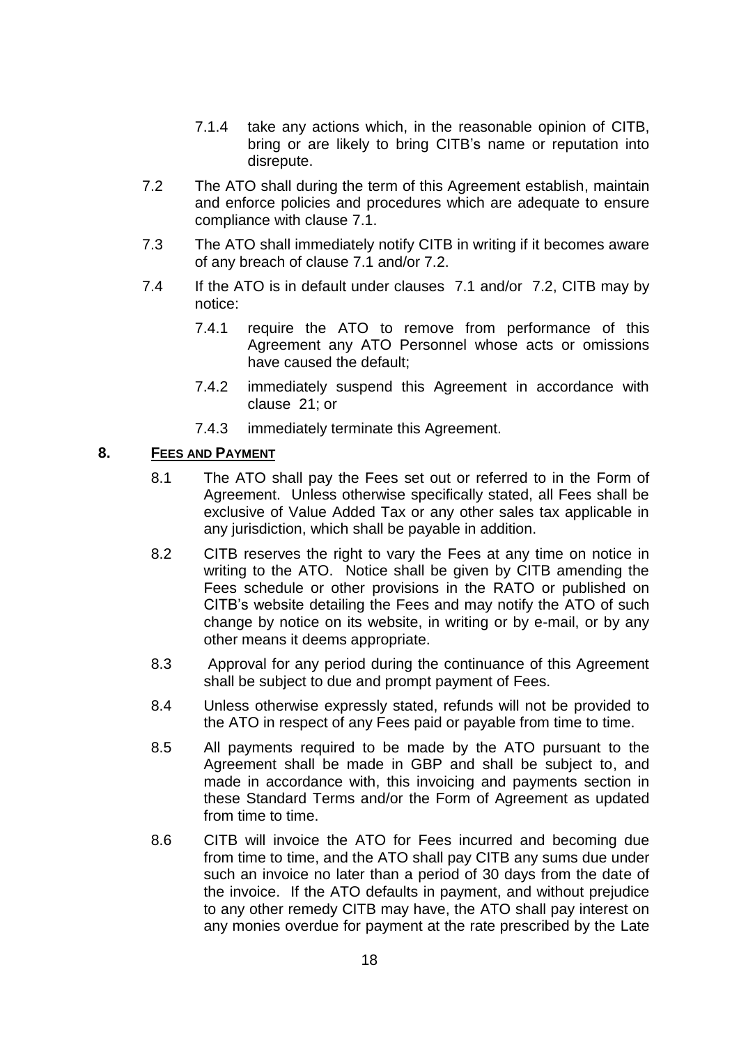7.1.4 take any actions which, in the reasonable opinion of CITB, bring or are likely to bring CITB's name or reputation into disrepute.

7.2 The ATO shall during the term of this Agreement establish, maintain and enforce policies and procedures which are adequate to ensure compliance with clause 7.1.

7.3 The ATO shall immediately notify CITB in writing if it becomes aware of any breach of clause 7.1 and/or 7.2.

7.4 If the ATO is in default under clauses 7.1 and/or 7.2, CITB may by notice:

7.4.1 require the ATO to remove from performance of this Agreement any ATO Personnel whose acts or omissions have caused the default;

7.4.2 immediately suspend this Agreement in accordance with clause 21; or

7.4.3 immediately terminate this Agreement.

## 8. FEES AND PAYMENT

8.1 The ATO shall pay the Fees set out or referred to in the Form of Agreement. Unless otherwise specifically stated, all Fees shall be exclusive of Value Added Tax or any other sales tax applicable in any jurisdiction, which shall be payable in addition.

8.2 CITB reserves the right to vary the Fees at any time on notice in writing to the ATO. Notice shall be given by CITB amending the Fees schedule or other provisions in the RATO or published on CITB's website detailing the Fees and may notify the ATO of such change by notice on its website, in writing or by e-mail, or by any other means it deems appropriate.

8.3 Approval for any period during the continuance of this Agreement shall be subject to due and prompt payment of Fees.

8.4 Unless otherwise expressly stated, refunds will not be provided to the ATO in respect of any Fees paid or payable from time to time.

8.5 All payments required to be made by the ATO pursuant to the Agreement shall be made in GBP and shall be subject to, and made in accordance with, this invoicing and payments section in these Standard Terms and/or the Form of Agreement as updated from time to time.

8.6 CITB will invoice the ATO for Fees incurred and becoming due from time to time, and the ATO shall pay CITB any sums due under such an invoice no later than a period of 30 days from the date of the invoice. If the ATO defaults in payment, and without prejudice to any other remedy CITB may have, the ATO shall pay interest on any monies overdue for payment at the rate prescribed by the Late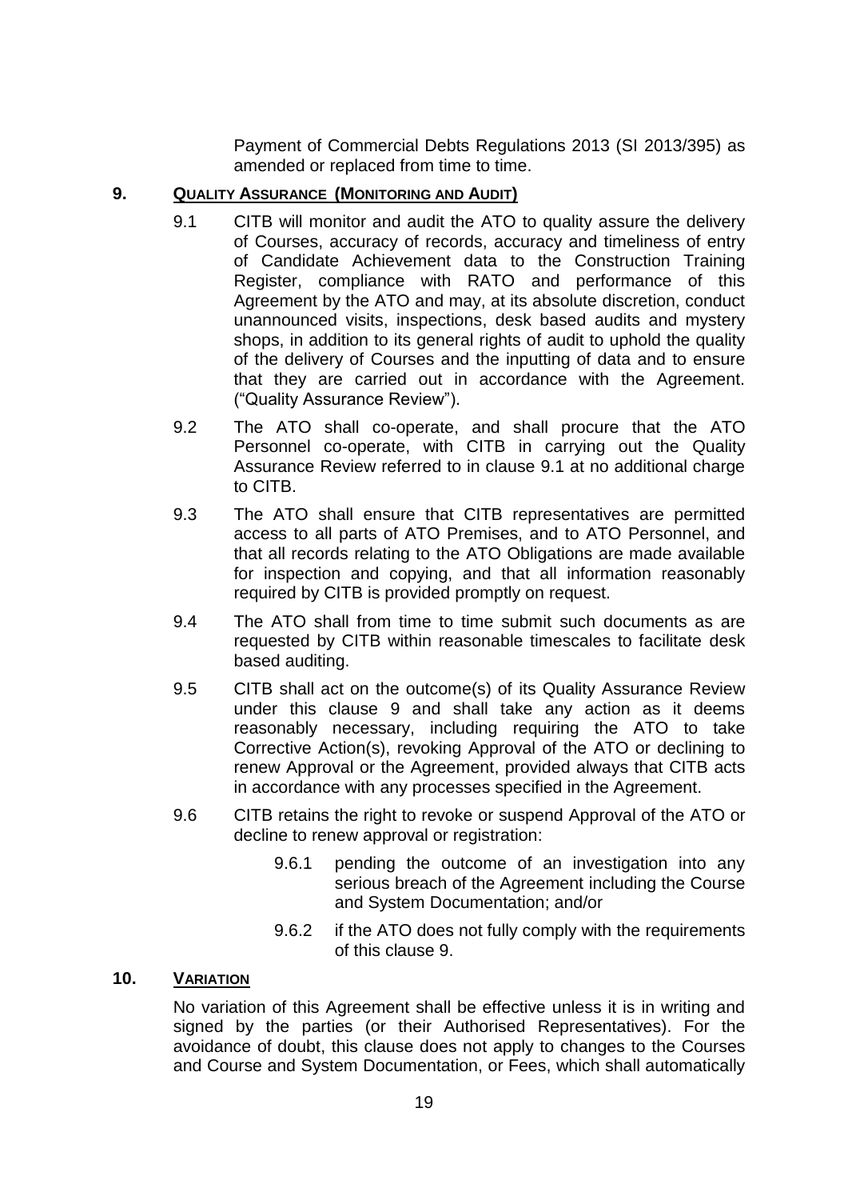Payment of Commercial Debts Regulations 2013 (SI 2013/395) as amended or replaced from time to time.

## 9. Quality Assurance (Monitoring and Audit)

9.1 CITB will monitor and audit the ATO to quality assure the delivery of Courses, accuracy of records, accuracy and timeliness of entry of Candidate Achievement data to the Construction Training Register, compliance with RATO and performance of this Agreement by the ATO and may, at its absolute discretion, conduct unannounced visits, inspections, desk based audits and mystery shops, in addition to its general rights of audit to uphold the quality of the delivery of Courses and the inputting of data and to ensure that they are carried out in accordance with the Agreement. ("Quality Assurance Review").

9.2 The ATO shall co-operate, and shall procure that the ATO Personnel co-operate, with CITB in carrying out the Quality Assurance Review referred to in clause 9.1 at no additional charge to CITB.

9.3 The ATO shall ensure that CITB representatives are permitted access to all parts of ATO Premises, and to ATO Personnel, and that all records relating to the ATO Obligations are made available for inspection and copying, and that all information reasonably required by CITB is provided promptly on request.

9.4 The ATO shall from time to time submit such documents as are requested by CITB within reasonable timescales to facilitate desk based auditing.

9.5 CITB shall act on the outcome(s) of its Quality Assurance Review under this clause 9 and shall take any action as it deems reasonably necessary, including requiring the ATO to take Corrective Action(s), revoking Approval of the ATO or declining to renew Approval or the Agreement, provided always that CITB acts in accordance with any processes specified in the Agreement.

9.6 CITB retains the right to revoke or suspend Approval of the ATO or decline to renew approval or registration:

- 9.6.1 pending the outcome of an investigation into any serious breach of the Agreement including the Course and System Documentation; and/or
- 9.6.2 if the ATO does not fully comply with the requirements of this clause 9.

## 10. Variation

No variation of this Agreement shall be effective unless it is in writing and signed by the parties (or their Authorised Representatives). For the avoidance of doubt, this clause does not apply to changes to the Courses and Course and System Documentation, or Fees, which shall automatically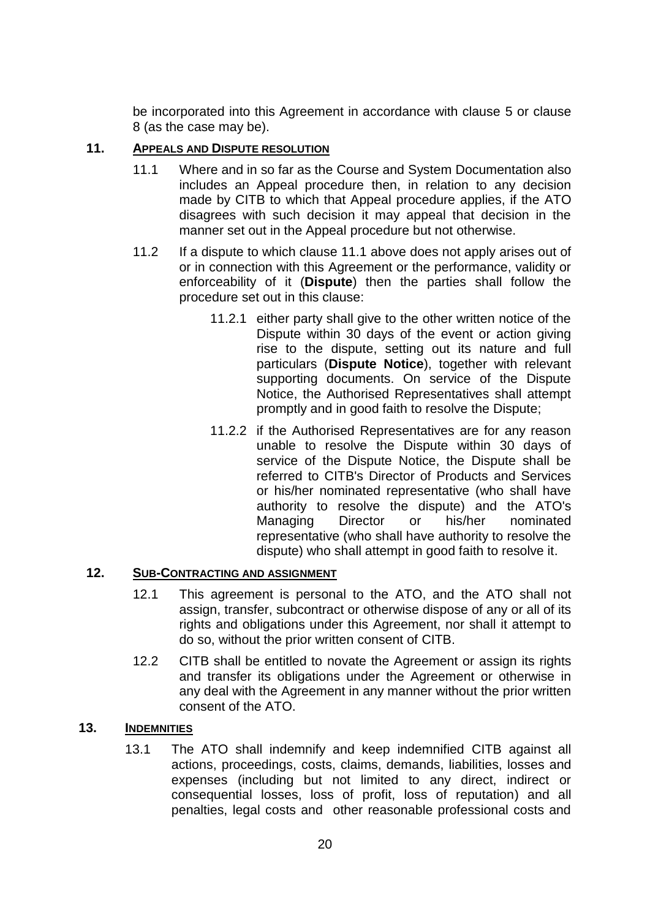be incorporated into this Agreement in accordance with clause 5 or clause 8 (as the case may be).

## 11. APPEALS AND DISPUTE RESOLUTION

11.1 Where and in so far as the Course and System Documentation also includes an Appeal procedure then, in relation to any decision made by CITB to which that Appeal procedure applies, if the ATO disagrees with such decision it may appeal that decision in the manner set out in the Appeal procedure but not otherwise.

11.2 If a dispute to which clause 11.1 above does not apply arises out of or in connection with this Agreement or the performance, validity or enforceability of it (**Dispute**) then the parties shall follow the procedure set out in this clause:

11.2.1 either party shall give to the other written notice of the Dispute within 30 days of the event or action giving rise to the dispute, setting out its nature and full particulars (**Dispute Notice**), together with relevant supporting documents. On service of the Dispute Notice, the Authorised Representatives shall attempt promptly and in good faith to resolve the Dispute;

11.2.2 if the Authorised Representatives are for any reason unable to resolve the Dispute within 30 days of service of the Dispute Notice, the Dispute shall be referred to CITB's Director of Products and Services or his/her nominated representative (who shall have authority to resolve the dispute) and the ATO's Managing Director or his/her nominated representative (who shall have authority to resolve the dispute) who shall attempt in good faith to resolve it.

## 12. SUB-CONTRACTING AND ASSIGNMENT

12.1 This agreement is personal to the ATO, and the ATO shall not assign, transfer, subcontract or otherwise dispose of any or all of its rights and obligations under this Agreement, nor shall it attempt to do so, without the prior written consent of CITB.

12.2 CITB shall be entitled to novate the Agreement or assign its rights and transfer its obligations under the Agreement or otherwise in any deal with the Agreement in any manner without the prior written consent of the ATO.

## 13. INDEMNITIES

13.1 The ATO shall indemnify and keep indemnified CITB against all actions, proceedings, costs, claims, demands, liabilities, losses and expenses (including but not limited to any direct, indirect or consequential losses, loss of profit, loss of reputation) and all penalties, legal costs and other reasonable professional costs and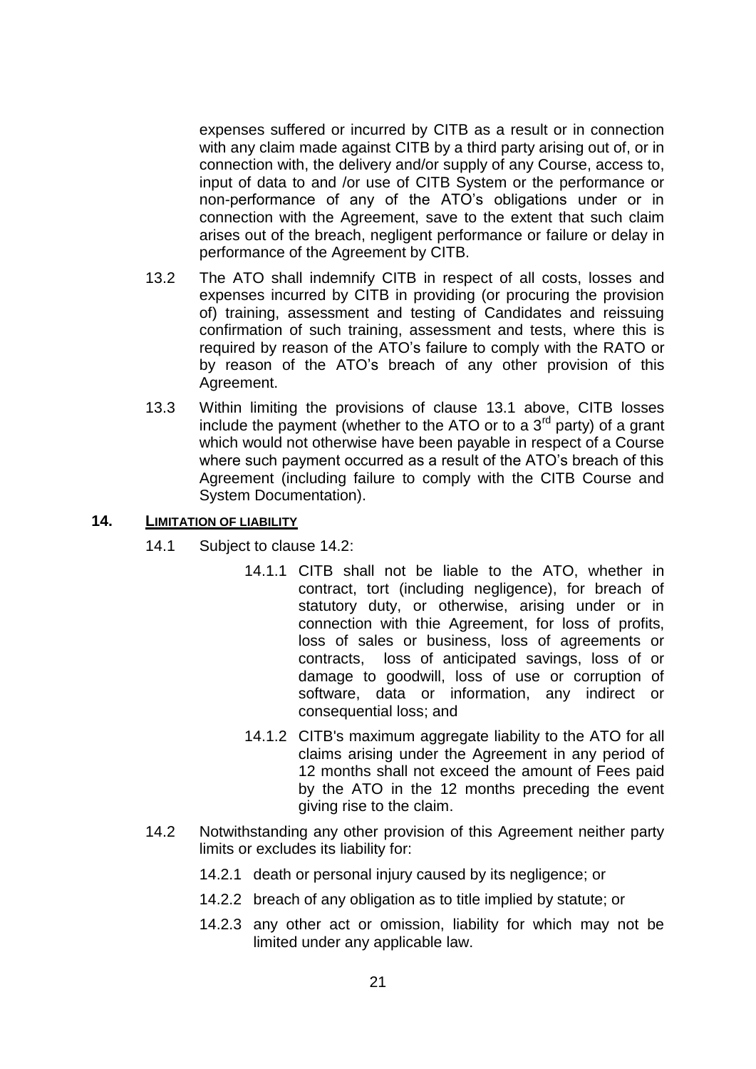expenses suffered or incurred by CITB as a result or in connection with any claim made against CITB by a third party arising out of, or in connection with, the delivery and/or supply of any Course, access to, input of data to and /or use of CITB System or the performance or non-performance of any of the ATO's obligations under or in connection with the Agreement, save to the extent that such claim arises out of the breach, negligent performance or failure or delay in performance of the Agreement by CITB.

13.2 The ATO shall indemnify CITB in respect of all costs, losses and expenses incurred by CITB in providing (or procuring the provision of) training, assessment and testing of Candidates and reissuing confirmation of such training, assessment and tests, where this is required by reason of the ATO's failure to comply with the RATO or by reason of the ATO's breach of any other provision of this Agreement.

13.3 Within limiting the provisions of clause 13.1 above, CITB losses include the payment (whether to the ATO or to a 3rd party) of a grant which would not otherwise have been payable in respect of a Course where such payment occurred as a result of the ATO's breach of this Agreement (including failure to comply with the CITB Course and System Documentation).

## 14. LIMITATION OF LIABILITY

14.1 Subject to clause 14.2:

14.1.1 CITB shall not be liable to the ATO, whether in contract, tort (including negligence), for breach of statutory duty, or otherwise, arising under or in connection with thie Agreement, for loss of profits, loss of sales or business, loss of agreements or contracts, loss of anticipated savings, loss of or damage to goodwill, loss of use or corruption of software, data or information, any indirect or consequential loss; and

14.1.2 CITB's maximum aggregate liability to the ATO for all claims arising under the Agreement in any period of 12 months shall not exceed the amount of Fees paid by the ATO in the 12 months preceding the event giving rise to the claim.

14.2 Notwithstanding any other provision of this Agreement neither party limits or excludes its liability for:

14.2.1 death or personal injury caused by its negligence; or

14.2.2 breach of any obligation as to title implied by statute; or

14.2.3 any other act or omission, liability for which may not be limited under any applicable law.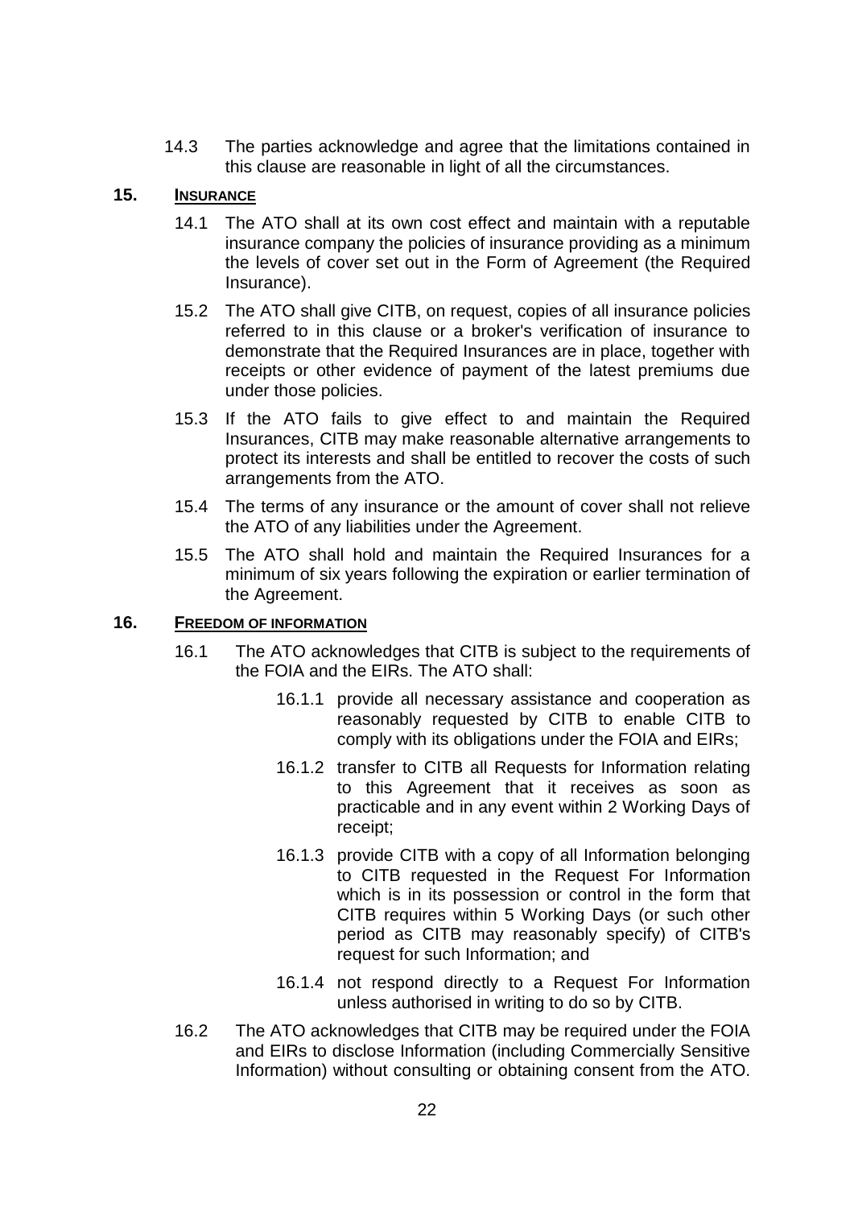14.3 The parties acknowledge and agree that the limitations contained in this clause are reasonable in light of all the circumstances.

## 15. INSURANCE

14.1 The ATO shall at its own cost effect and maintain with a reputable insurance company the policies of insurance providing as a minimum the levels of cover set out in the Form of Agreement (the Required Insurance).

15.2 The ATO shall give CITB, on request, copies of all insurance policies referred to in this clause or a broker's verification of insurance to demonstrate that the Required Insurances are in place, together with receipts or other evidence of payment of the latest premiums due under those policies.

15.3 If the ATO fails to give effect to and maintain the Required Insurances, CITB may make reasonable alternative arrangements to protect its interests and shall be entitled to recover the costs of such arrangements from the ATO.

15.4 The terms of any insurance or the amount of cover shall not relieve the ATO of any liabilities under the Agreement.

15.5 The ATO shall hold and maintain the Required Insurances for a minimum of six years following the expiration or earlier termination of the Agreement.

## 16. FREEDOM OF INFORMATION

16.1 The ATO acknowledges that CITB is subject to the requirements of the FOIA and the EIRs. The ATO shall:

16.1.1 provide all necessary assistance and cooperation as reasonably requested by CITB to enable CITB to comply with its obligations under the FOIA and EIRs;

16.1.2 transfer to CITB all Requests for Information relating to this Agreement that it receives as soon as practicable and in any event within 2 Working Days of receipt;

16.1.3 provide CITB with a copy of all Information belonging to CITB requested in the Request For Information which is in its possession or control in the form that CITB requires within 5 Working Days (or such other period as CITB may reasonably specify) of CITB's request for such Information; and

16.1.4 not respond directly to a Request For Information unless authorised in writing to do so by CITB.

16.2 The ATO acknowledges that CITB may be required under the FOIA and EIRs to disclose Information (including Commercially Sensitive Information) without consulting or obtaining consent from the ATO.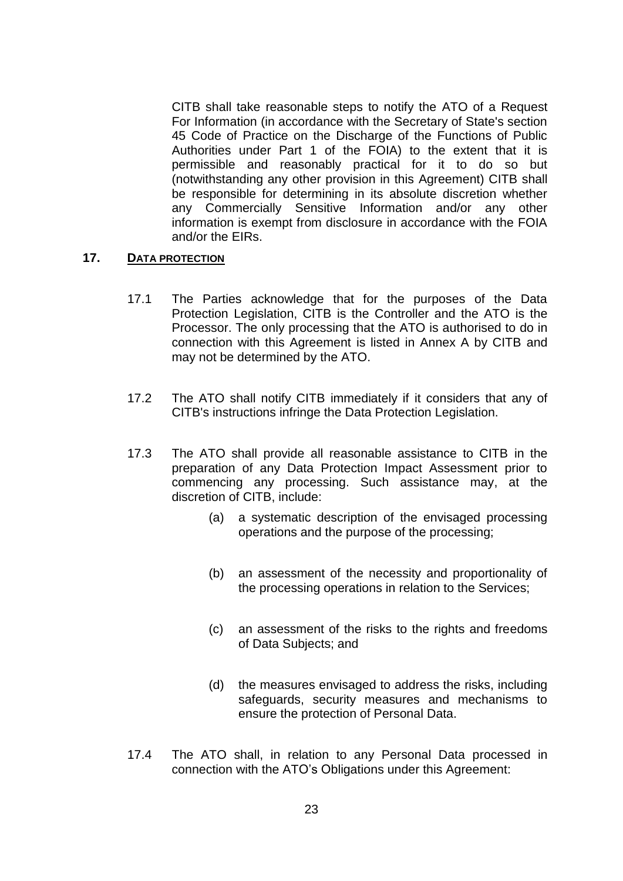CITB shall take reasonable steps to notify the ATO of a Request For Information (in accordance with the Secretary of State's section 45 Code of Practice on the Discharge of the Functions of Public Authorities under Part 1 of the FOIA) to the extent that it is permissible and reasonably practical for it to do so but (notwithstanding any other provision in this Agreement) CITB shall be responsible for determining in its absolute discretion whether any Commercially Sensitive Information and/or any other information is exempt from disclosure in accordance with the FOIA and/or the EIRs.

## 17. DATA PROTECTION

17.1 The Parties acknowledge that for the purposes of the Data Protection Legislation, CITB is the Controller and the ATO is the Processor. The only processing that the ATO is authorised to do in connection with this Agreement is listed in Annex A by CITB and may not be determined by the ATO.

17.2 The ATO shall notify CITB immediately if it considers that any of CITB's instructions infringe the Data Protection Legislation.

17.3 The ATO shall provide all reasonable assistance to CITB in the preparation of any Data Protection Impact Assessment prior to commencing any processing. Such assistance may, at the discretion of CITB, include:

(a) a systematic description of the envisaged processing operations and the purpose of the processing;

(b) an assessment of the necessity and proportionality of the processing operations in relation to the Services;

(c) an assessment of the risks to the rights and freedoms of Data Subjects; and

(d) the measures envisaged to address the risks, including safeguards, security measures and mechanisms to ensure the protection of Personal Data.

17.4 The ATO shall, in relation to any Personal Data processed in connection with the ATO's Obligations under this Agreement: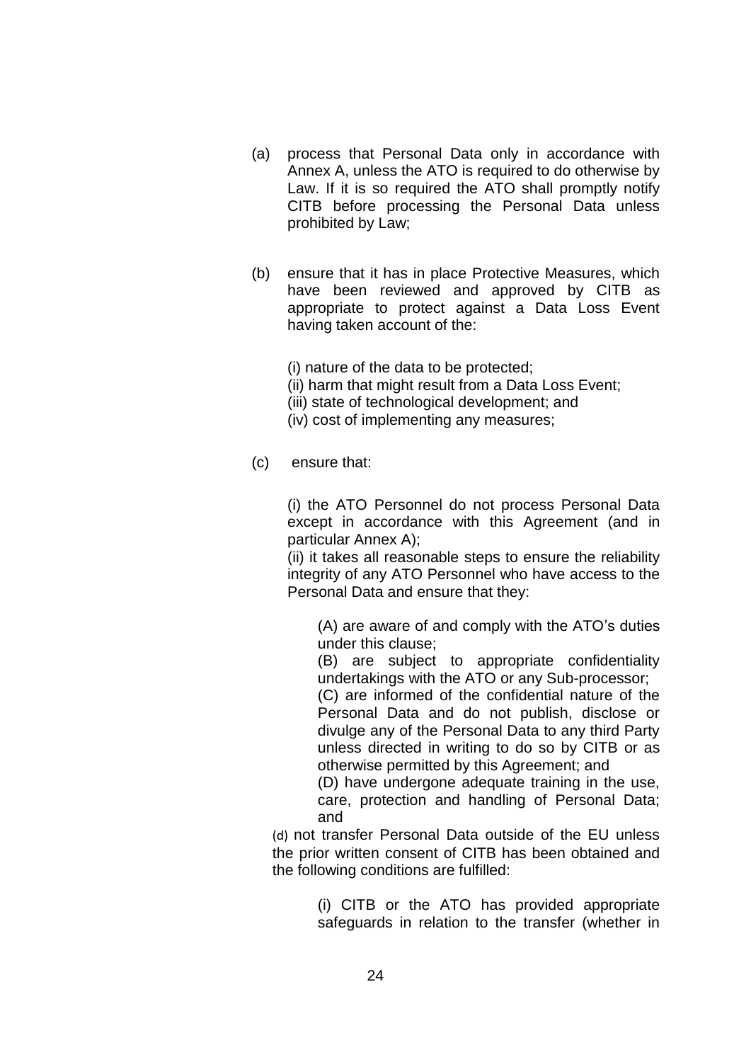(a) process that Personal Data only in accordance with Annex A, unless the ATO is required to do otherwise by Law. If it is so required the ATO shall promptly notify CITB before processing the Personal Data unless prohibited by Law;

(b) ensure that it has in place Protective Measures, which have been reviewed and approved by CITB as appropriate to protect against a Data Loss Event having taken account of the:

(i) nature of the data to be protected;
(ii) harm that might result from a Data Loss Event;
(iii) state of technological development; and
(iv) cost of implementing any measures;

(c) ensure that:

(i) the ATO Personnel do not process Personal Data except in accordance with this Agreement (and in particular Annex A);
(ii) it takes all reasonable steps to ensure the reliability integrity of any ATO Personnel who have access to the Personal Data and ensure that they:

(A) are aware of and comply with the ATO's duties under this clause;
(B) are subject to appropriate confidentiality undertakings with the ATO or any Sub-processor;
(C) are informed of the confidential nature of the Personal Data and do not publish, disclose or divulge any of the Personal Data to any third Party unless directed in writing to do so by CITB or as otherwise permitted by this Agreement; and
(D) have undergone adequate training in the use, care, protection and handling of Personal Data; and

(d) not transfer Personal Data outside of the EU unless the prior written consent of CITB has been obtained and the following conditions are fulfilled:

(i) CITB or the ATO has provided appropriate safeguards in relation to the transfer (whether in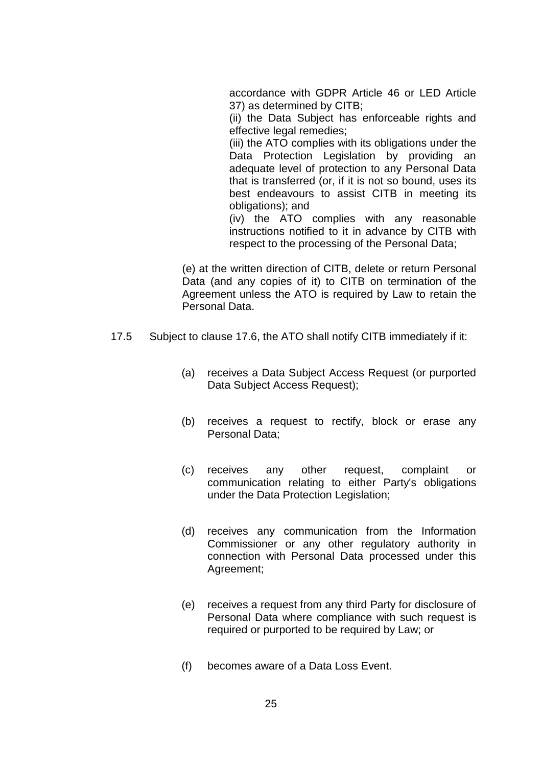accordance with GDPR Article 46 or LED Article 37) as determined by CITB;

(ii) the Data Subject has enforceable rights and effective legal remedies;

(iii) the ATO complies with its obligations under the Data Protection Legislation by providing an adequate level of protection to any Personal Data that is transferred (or, if it is not so bound, uses its best endeavours to assist CITB in meeting its obligations); and

(iv) the ATO complies with any reasonable instructions notified to it in advance by CITB with respect to the processing of the Personal Data;

(e) at the written direction of CITB, delete or return Personal Data (and any copies of it) to CITB on termination of the Agreement unless the ATO is required by Law to retain the Personal Data.

17.5 Subject to clause 17.6, the ATO shall notify CITB immediately if it:

(a) receives a Data Subject Access Request (or purported Data Subject Access Request);

(b) receives a request to rectify, block or erase any Personal Data;

(c) receives any other request, complaint or communication relating to either Party's obligations under the Data Protection Legislation;

(d) receives any communication from the Information Commissioner or any other regulatory authority in connection with Personal Data processed under this Agreement;

(e) receives a request from any third Party for disclosure of Personal Data where compliance with such request is required or purported to be required by Law; or

(f) becomes aware of a Data Loss Event.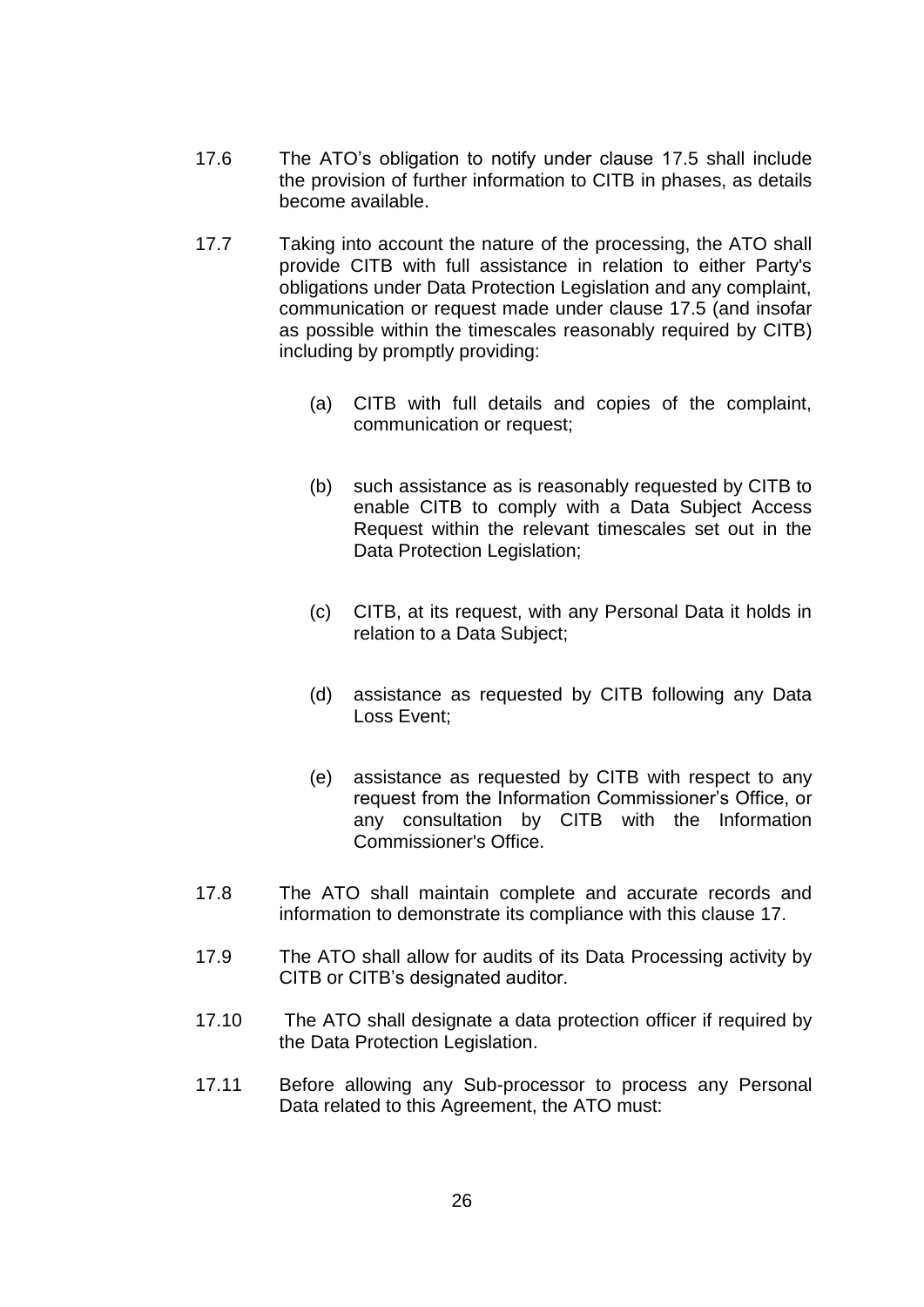17.6 The ATO's obligation to notify under clause 17.5 shall include the provision of further information to CITB in phases, as details become available.

17.7 Taking into account the nature of the processing, the ATO shall provide CITB with full assistance in relation to either Party's obligations under Data Protection Legislation and any complaint, communication or request made under clause 17.5 (and insofar as possible within the timescales reasonably required by CITB) including by promptly providing:

(a) CITB with full details and copies of the complaint, communication or request;

(b) such assistance as is reasonably requested by CITB to enable CITB to comply with a Data Subject Access Request within the relevant timescales set out in the Data Protection Legislation;

(c) CITB, at its request, with any Personal Data it holds in relation to a Data Subject;

(d) assistance as requested by CITB following any Data Loss Event;

(e) assistance as requested by CITB with respect to any request from the Information Commissioner's Office, or any consultation by CITB with the Information Commissioner's Office.

17.8 The ATO shall maintain complete and accurate records and information to demonstrate its compliance with this clause 17.

17.9 The ATO shall allow for audits of its Data Processing activity by CITB or CITB's designated auditor.

17.10 The ATO shall designate a data protection officer if required by the Data Protection Legislation.

17.11 Before allowing any Sub-processor to process any Personal Data related to this Agreement, the ATO must: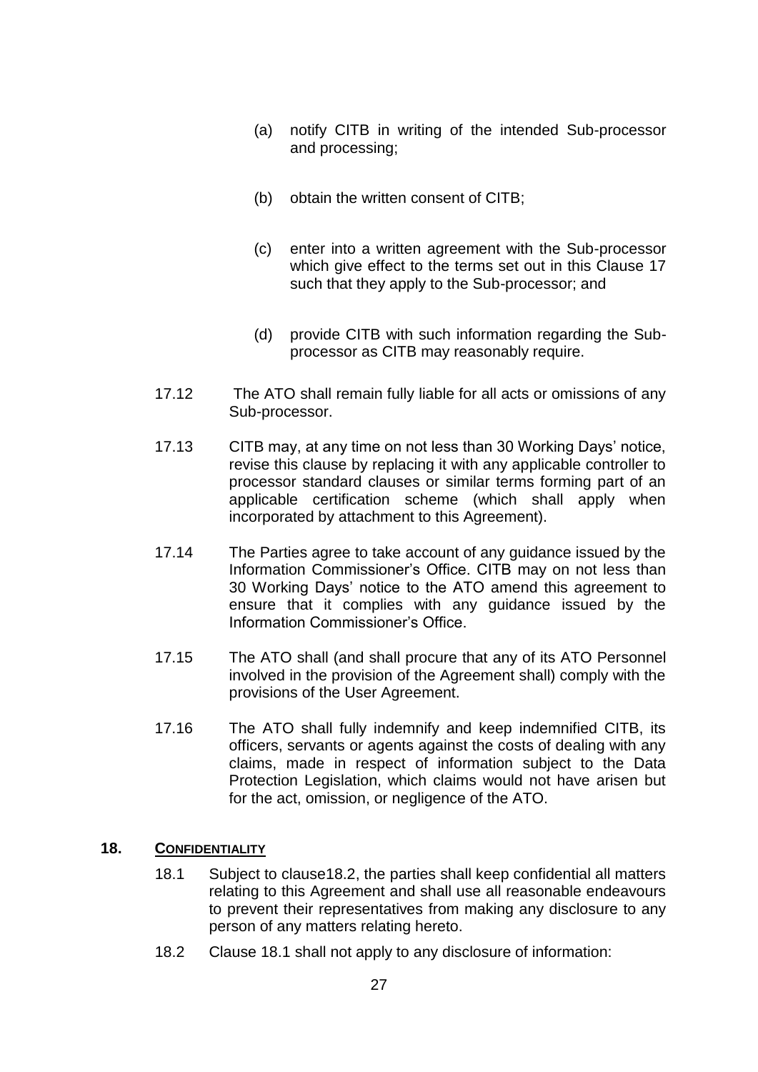(a) notify CITB in writing of the intended Sub-processor and processing;

(b) obtain the written consent of CITB;

(c) enter into a written agreement with the Sub-processor which give effect to the terms set out in this Clause 17 such that they apply to the Sub-processor; and

(d) provide CITB with such information regarding the Sub-processor as CITB may reasonably require.

17.12 The ATO shall remain fully liable for all acts or omissions of any Sub-processor.

17.13 CITB may, at any time on not less than 30 Working Days' notice, revise this clause by replacing it with any applicable controller to processor standard clauses or similar terms forming part of an applicable certification scheme (which shall apply when incorporated by attachment to this Agreement).

17.14 The Parties agree to take account of any guidance issued by the Information Commissioner's Office. CITB may on not less than 30 Working Days' notice to the ATO amend this agreement to ensure that it complies with any guidance issued by the Information Commissioner's Office.

17.15 The ATO shall (and shall procure that any of its ATO Personnel involved in the provision of the Agreement shall) comply with the provisions of the User Agreement.

17.16 The ATO shall fully indemnify and keep indemnified CITB, its officers, servants or agents against the costs of dealing with any claims, made in respect of information subject to the Data Protection Legislation, which claims would not have arisen but for the act, omission, or negligence of the ATO.

## 18. CONFIDENTIALITY

18.1 Subject to clause18.2, the parties shall keep confidential all matters relating to this Agreement and shall use all reasonable endeavours to prevent their representatives from making any disclosure to any person of any matters relating hereto.

18.2 Clause 18.1 shall not apply to any disclosure of information: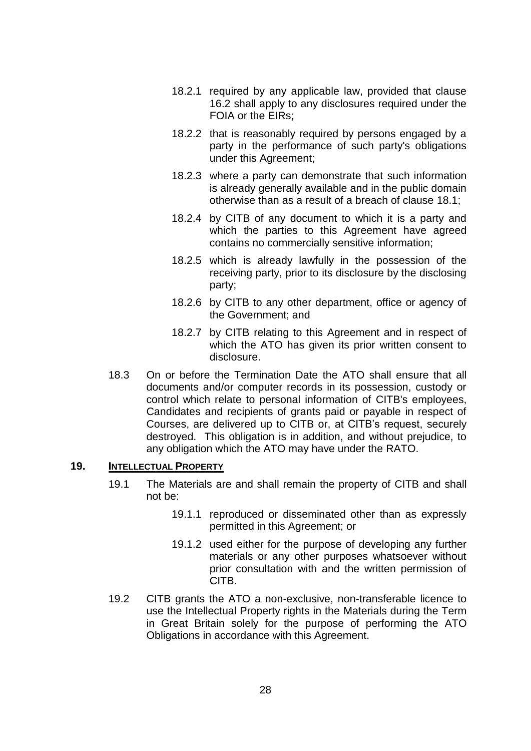18.2.1 required by any applicable law, provided that clause 16.2 shall apply to any disclosures required under the FOIA or the EIRs;

18.2.2 that is reasonably required by persons engaged by a party in the performance of such party's obligations under this Agreement;

18.2.3 where a party can demonstrate that such information is already generally available and in the public domain otherwise than as a result of a breach of clause 18.1;

18.2.4 by CITB of any document to which it is a party and which the parties to this Agreement have agreed contains no commercially sensitive information;

18.2.5 which is already lawfully in the possession of the receiving party, prior to its disclosure by the disclosing party;

18.2.6 by CITB to any other department, office or agency of the Government; and

18.2.7 by CITB relating to this Agreement and in respect of which the ATO has given its prior written consent to disclosure.

18.3 On or before the Termination Date the ATO shall ensure that all documents and/or computer records in its possession, custody or control which relate to personal information of CITB's employees, Candidates and recipients of grants paid or payable in respect of Courses, are delivered up to CITB or, at CITB's request, securely destroyed. This obligation is in addition, and without prejudice, to any obligation which the ATO may have under the RATO.

## 19. INTELLECTUAL PROPERTY

19.1 The Materials are and shall remain the property of CITB and shall not be:

19.1.1 reproduced or disseminated other than as expressly permitted in this Agreement; or

19.1.2 used either for the purpose of developing any further materials or any other purposes whatsoever without prior consultation with and the written permission of CITB.

19.2 CITB grants the ATO a non-exclusive, non-transferable licence to use the Intellectual Property rights in the Materials during the Term in Great Britain solely for the purpose of performing the ATO Obligations in accordance with this Agreement.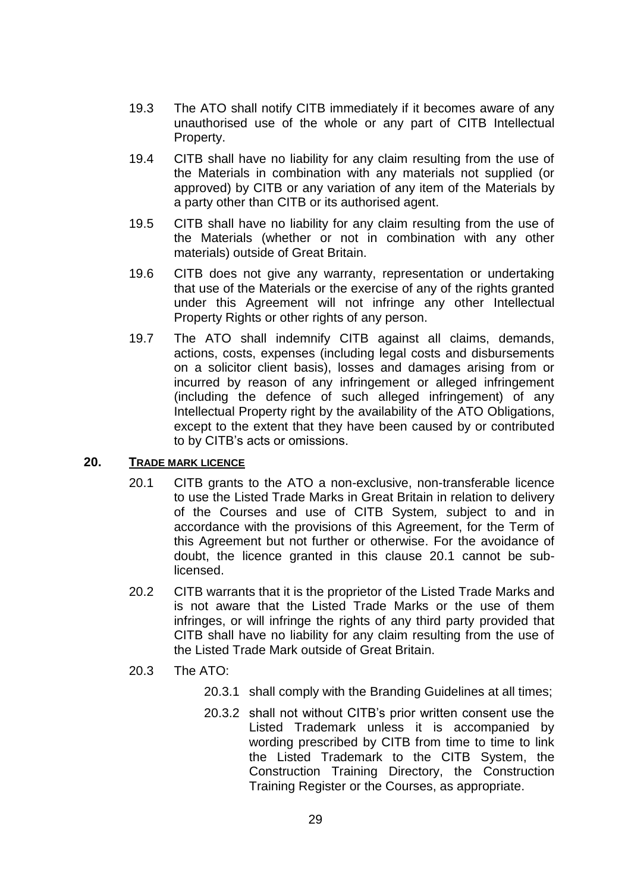19.3 The ATO shall notify CITB immediately if it becomes aware of any unauthorised use of the whole or any part of CITB Intellectual Property.

19.4 CITB shall have no liability for any claim resulting from the use of the Materials in combination with any materials not supplied (or approved) by CITB or any variation of any item of the Materials by a party other than CITB or its authorised agent.

19.5 CITB shall have no liability for any claim resulting from the use of the Materials (whether or not in combination with any other materials) outside of Great Britain.

19.6 CITB does not give any warranty, representation or undertaking that use of the Materials or the exercise of any of the rights granted under this Agreement will not infringe any other Intellectual Property Rights or other rights of any person.

19.7 The ATO shall indemnify CITB against all claims, demands, actions, costs, expenses (including legal costs and disbursements on a solicitor client basis), losses and damages arising from or incurred by reason of any infringement or alleged infringement (including the defence of such alleged infringement) of any Intellectual Property right by the availability of the ATO Obligations, except to the extent that they have been caused by or contributed to by CITB's acts or omissions.

## 20. TRADE MARK LICENCE

20.1 CITB grants to the ATO a non-exclusive, non-transferable licence to use the Listed Trade Marks in Great Britain in relation to delivery of the Courses and use of CITB System*, s*ubject to and in accordance with the provisions of this Agreement, for the Term of this Agreement but not further or otherwise. For the avoidance of doubt, the licence granted in this clause 20.1 cannot be sub-licensed.

20.2 CITB warrants that it is the proprietor of the Listed Trade Marks and is not aware that the Listed Trade Marks or the use of them infringes, or will infringe the rights of any third party provided that CITB shall have no liability for any claim resulting from the use of the Listed Trade Mark outside of Great Britain.

20.3 The ATO:

20.3.1 shall comply with the Branding Guidelines at all times;

20.3.2 shall not without CITB's prior written consent use the Listed Trademark unless it is accompanied by wording prescribed by CITB from time to time to link the Listed Trademark to the CITB System, the Construction Training Directory, the Construction Training Register or the Courses, as appropriate.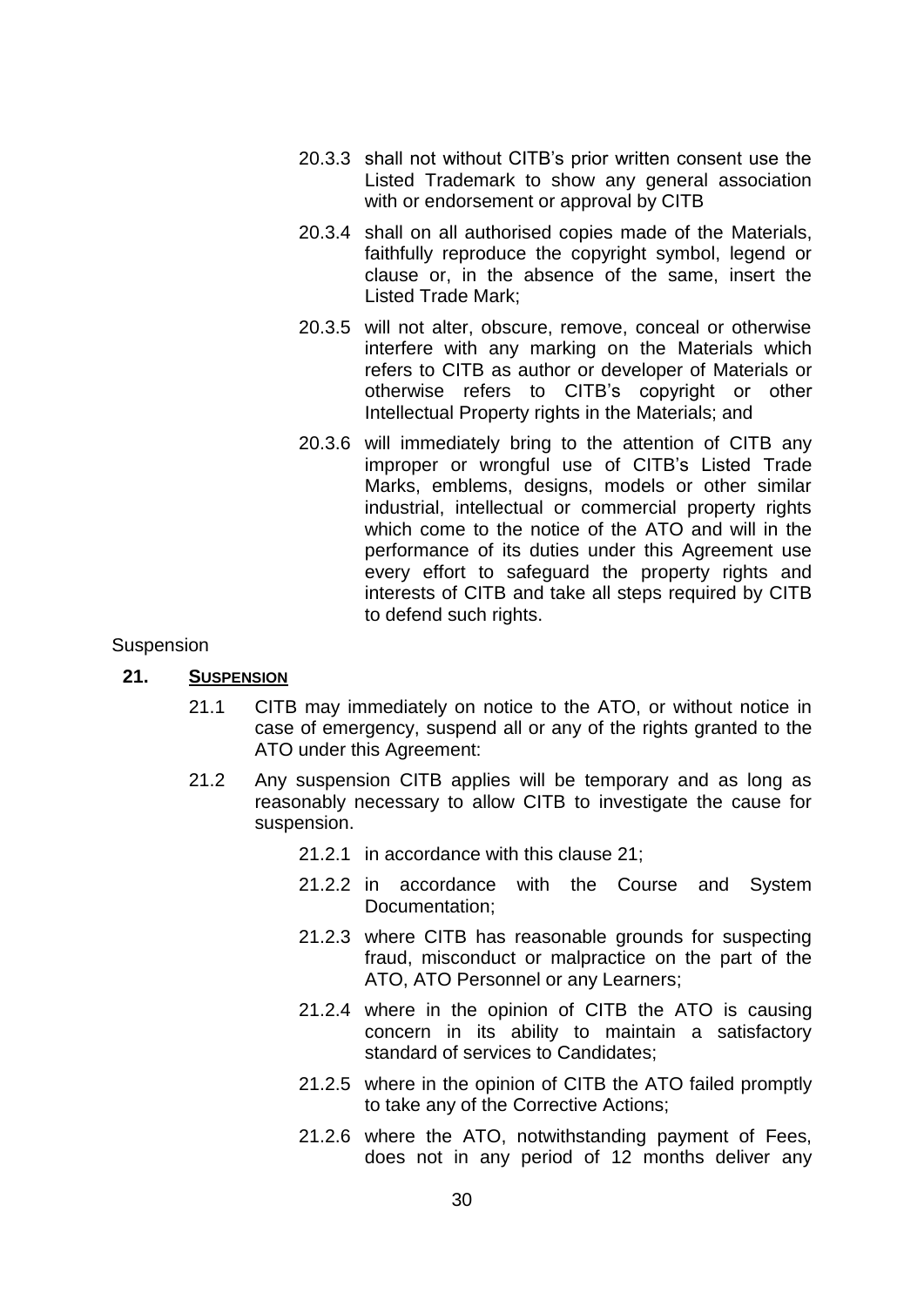20.3.3 shall not without CITB's prior written consent use the Listed Trademark to show any general association with or endorsement or approval by CITB

20.3.4 shall on all authorised copies made of the Materials, faithfully reproduce the copyright symbol, legend or clause or, in the absence of the same, insert the Listed Trade Mark;

20.3.5 will not alter, obscure, remove, conceal or otherwise interfere with any marking on the Materials which refers to CITB as author or developer of Materials or otherwise refers to CITB's copyright or other Intellectual Property rights in the Materials; and

20.3.6 will immediately bring to the attention of CITB any improper or wrongful use of CITB's Listed Trade Marks, emblems, designs, models or other similar industrial, intellectual or commercial property rights which come to the notice of the ATO and will in the performance of its duties under this Agreement use every effort to safeguard the property rights and interests of CITB and take all steps required by CITB to defend such rights.

Suspension

## 21. SUSPENSION

21.1 CITB may immediately on notice to the ATO, or without notice in case of emergency, suspend all or any of the rights granted to the ATO under this Agreement:

21.2 Any suspension CITB applies will be temporary and as long as reasonably necessary to allow CITB to investigate the cause for suspension.

21.2.1 in accordance with this clause 21;

21.2.2 in accordance with the Course and System Documentation;

21.2.3 where CITB has reasonable grounds for suspecting fraud, misconduct or malpractice on the part of the ATO, ATO Personnel or any Learners;

21.2.4 where in the opinion of CITB the ATO is causing concern in its ability to maintain a satisfactory standard of services to Candidates;

21.2.5 where in the opinion of CITB the ATO failed promptly to take any of the Corrective Actions;

21.2.6 where the ATO, notwithstanding payment of Fees, does not in any period of 12 months deliver any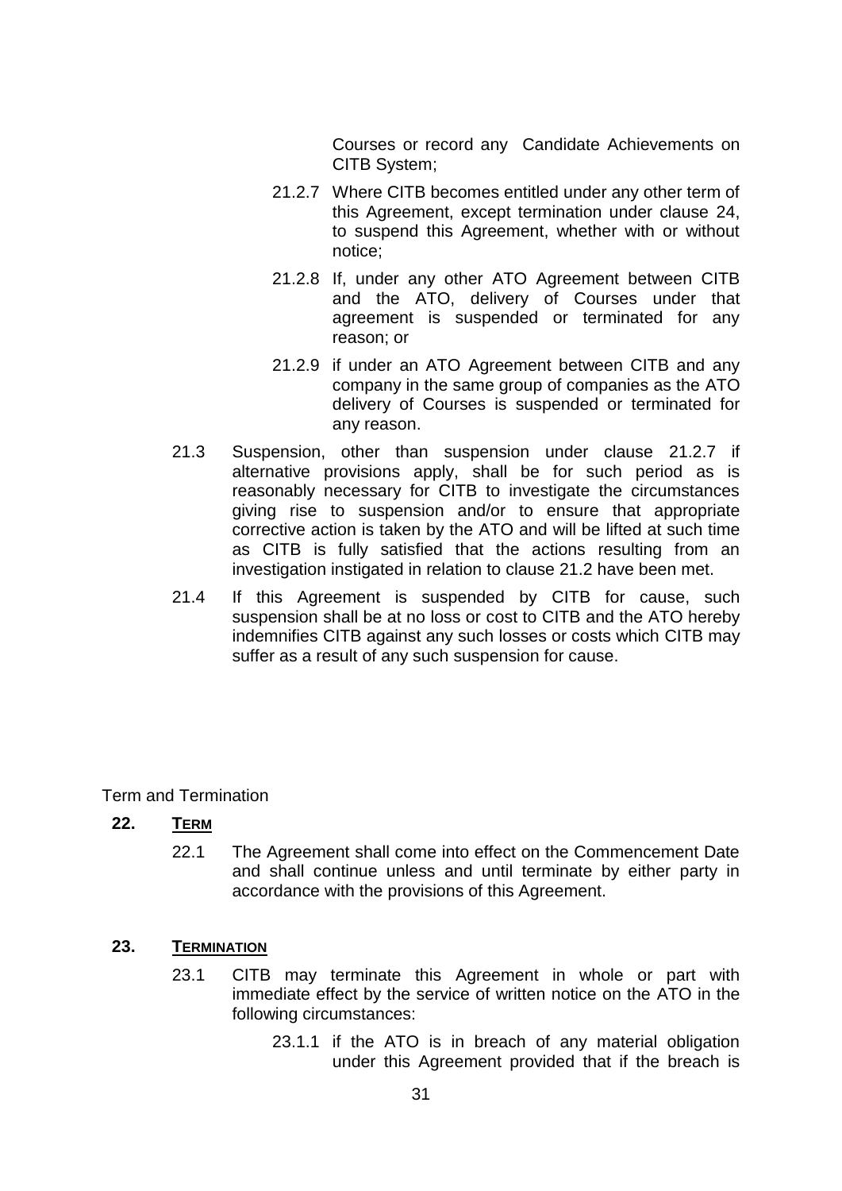Courses or record any Candidate Achievements on CITB System;

21.2.7 Where CITB becomes entitled under any other term of this Agreement, except termination under clause 24, to suspend this Agreement, whether with or without notice;

21.2.8 If, under any other ATO Agreement between CITB and the ATO, delivery of Courses under that agreement is suspended or terminated for any reason; or

21.2.9 if under an ATO Agreement between CITB and any company in the same group of companies as the ATO delivery of Courses is suspended or terminated for any reason.

21.3 Suspension, other than suspension under clause 21.2.7 if alternative provisions apply, shall be for such period as is reasonably necessary for CITB to investigate the circumstances giving rise to suspension and/or to ensure that appropriate corrective action is taken by the ATO and will be lifted at such time as CITB is fully satisfied that the actions resulting from an investigation instigated in relation to clause 21.2 have been met.

21.4 If this Agreement is suspended by CITB for cause, such suspension shall be at no loss or cost to CITB and the ATO hereby indemnifies CITB against any such losses or costs which CITB may suffer as a result of any such suspension for cause.

Term and Termination

## 22. TERM

22.1 The Agreement shall come into effect on the Commencement Date and shall continue unless and until terminate by either party in accordance with the provisions of this Agreement.

## 23. TERMINATION

23.1 CITB may terminate this Agreement in whole or part with immediate effect by the service of written notice on the ATO in the following circumstances:

23.1.1 if the ATO is in breach of any material obligation under this Agreement provided that if the breach is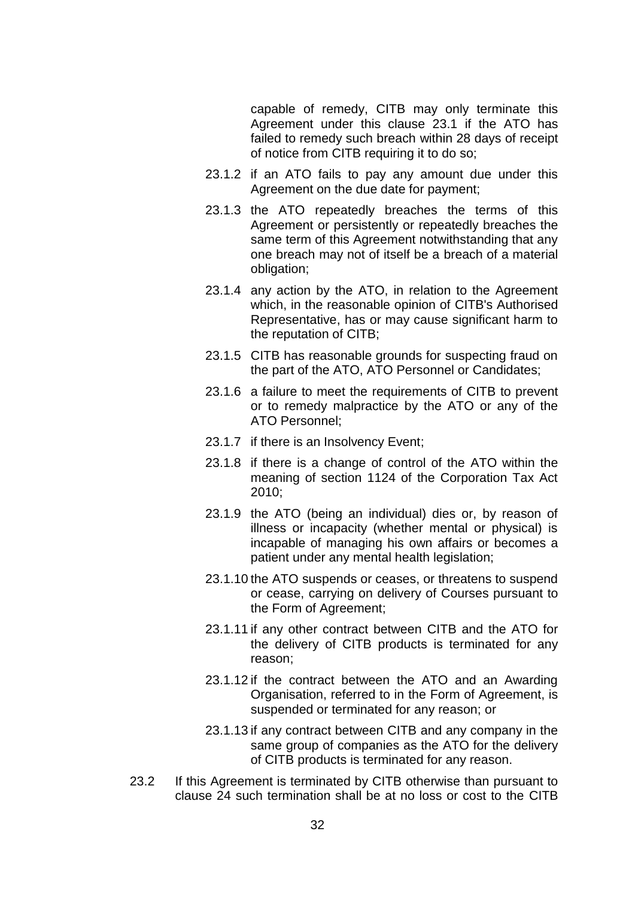capable of remedy, CITB may only terminate this Agreement under this clause 23.1 if the ATO has failed to remedy such breach within 28 days of receipt of notice from CITB requiring it to do so;

23.1.2 if an ATO fails to pay any amount due under this Agreement on the due date for payment;

23.1.3 the ATO repeatedly breaches the terms of this Agreement or persistently or repeatedly breaches the same term of this Agreement notwithstanding that any one breach may not of itself be a breach of a material obligation;

23.1.4 any action by the ATO, in relation to the Agreement which, in the reasonable opinion of CITB's Authorised Representative, has or may cause significant harm to the reputation of CITB;

23.1.5 CITB has reasonable grounds for suspecting fraud on the part of the ATO, ATO Personnel or Candidates;

23.1.6 a failure to meet the requirements of CITB to prevent or to remedy malpractice by the ATO or any of the ATO Personnel;

23.1.7 if there is an Insolvency Event;

23.1.8 if there is a change of control of the ATO within the meaning of section 1124 of the Corporation Tax Act 2010;

23.1.9 the ATO (being an individual) dies or, by reason of illness or incapacity (whether mental or physical) is incapable of managing his own affairs or becomes a patient under any mental health legislation;

23.1.10 the ATO suspends or ceases, or threatens to suspend or cease, carrying on delivery of Courses pursuant to the Form of Agreement;

23.1.11 if any other contract between CITB and the ATO for the delivery of CITB products is terminated for any reason;

23.1.12 if the contract between the ATO and an Awarding Organisation, referred to in the Form of Agreement, is suspended or terminated for any reason; or

23.1.13 if any contract between CITB and any company in the same group of companies as the ATO for the delivery of CITB products is terminated for any reason.

23.2 If this Agreement is terminated by CITB otherwise than pursuant to clause 24 such termination shall be at no loss or cost to the CITB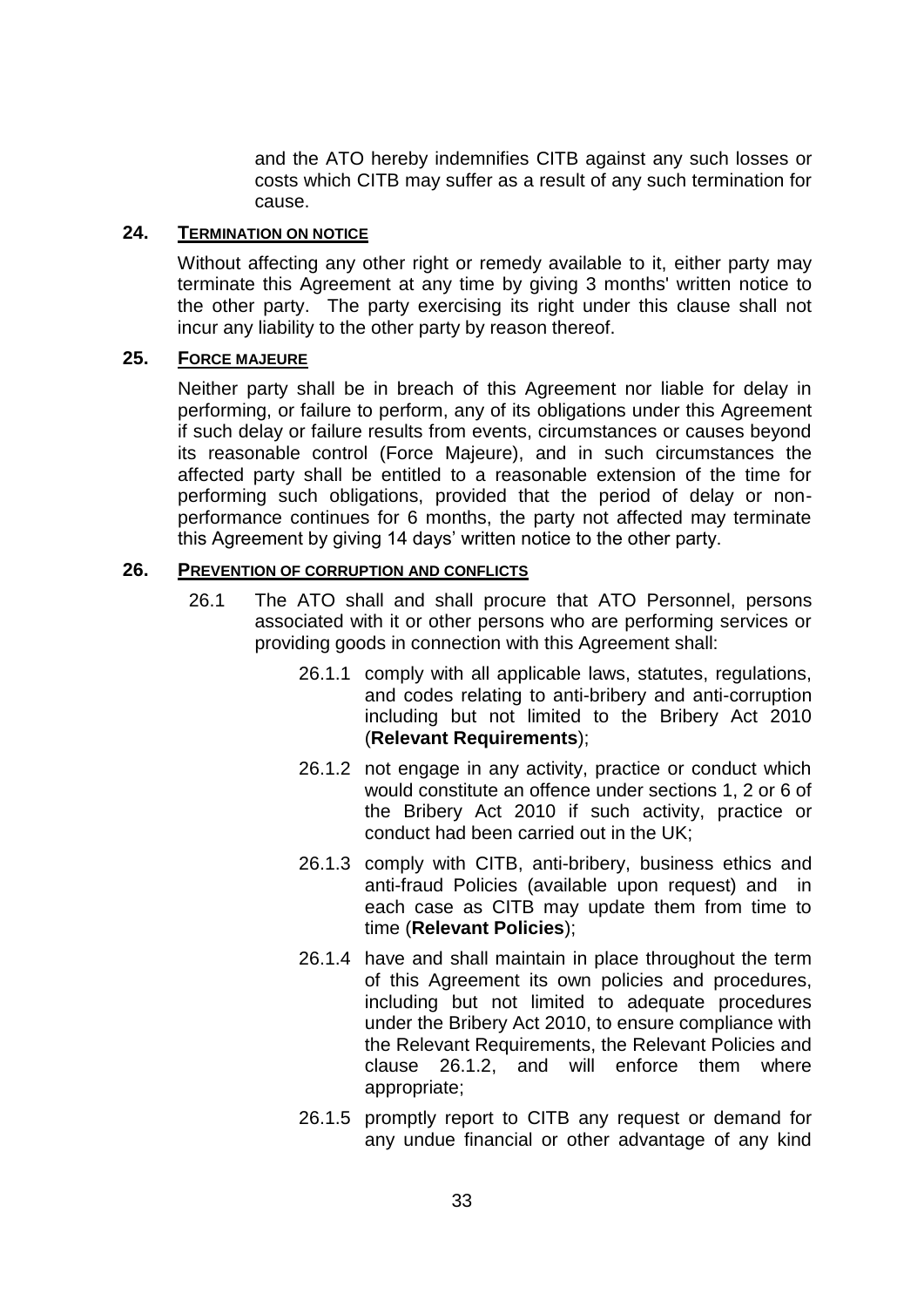and the ATO hereby indemnifies CITB against any such losses or costs which CITB may suffer as a result of any such termination for cause.

## 24. TERMINATION ON NOTICE

Without affecting any other right or remedy available to it, either party may terminate this Agreement at any time by giving 3 months' written notice to the other party. The party exercising its right under this clause shall not incur any liability to the other party by reason thereof.

## 25. FORCE MAJEURE

Neither party shall be in breach of this Agreement nor liable for delay in performing, or failure to perform, any of its obligations under this Agreement if such delay or failure results from events, circumstances or causes beyond its reasonable control (Force Majeure), and in such circumstances the affected party shall be entitled to a reasonable extension of the time for performing such obligations, provided that the period of delay or non-performance continues for 6 months, the party not affected may terminate this Agreement by giving 14 days' written notice to the other party.

## 26. PREVENTION OF CORRUPTION AND CONFLICTS

26.1 The ATO shall and shall procure that ATO Personnel, persons associated with it or other persons who are performing services or providing goods in connection with this Agreement shall:

26.1.1 comply with all applicable laws, statutes, regulations, and codes relating to anti-bribery and anti-corruption including but not limited to the Bribery Act 2010 (**Relevant Requirements**);

26.1.2 not engage in any activity, practice or conduct which would constitute an offence under sections 1, 2 or 6 of the Bribery Act 2010 if such activity, practice or conduct had been carried out in the UK;

26.1.3 comply with CITB, anti-bribery, business ethics and anti-fraud Policies (available upon request) and in each case as CITB may update them from time to time (**Relevant Policies**);

26.1.4 have and shall maintain in place throughout the term of this Agreement its own policies and procedures, including but not limited to adequate procedures under the Bribery Act 2010, to ensure compliance with the Relevant Requirements, the Relevant Policies and clause 26.1.2, and will enforce them where appropriate;

26.1.5 promptly report to CITB any request or demand for any undue financial or other advantage of any kind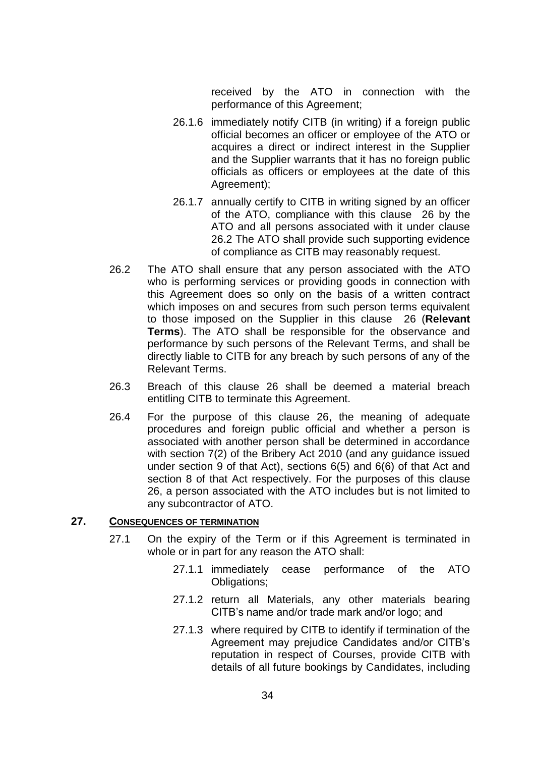received by the ATO in connection with the performance of this Agreement;

26.1.6 immediately notify CITB (in writing) if a foreign public official becomes an officer or employee of the ATO or acquires a direct or indirect interest in the Supplier and the Supplier warrants that it has no foreign public officials as officers or employees at the date of this Agreement);

26.1.7 annually certify to CITB in writing signed by an officer of the ATO, compliance with this clause 26 by the ATO and all persons associated with it under clause 26.2 The ATO shall provide such supporting evidence of compliance as CITB may reasonably request.

26.2 The ATO shall ensure that any person associated with the ATO who is performing services or providing goods in connection with this Agreement does so only on the basis of a written contract which imposes on and secures from such person terms equivalent to those imposed on the Supplier in this clause 26 (**Relevant Terms**). The ATO shall be responsible for the observance and performance by such persons of the Relevant Terms, and shall be directly liable to CITB for any breach by such persons of any of the Relevant Terms.

26.3 Breach of this clause 26 shall be deemed a material breach entitling CITB to terminate this Agreement.

26.4 For the purpose of this clause 26, the meaning of adequate procedures and foreign public official and whether a person is associated with another person shall be determined in accordance with section 7(2) of the Bribery Act 2010 (and any guidance issued under section 9 of that Act), sections 6(5) and 6(6) of that Act and section 8 of that Act respectively. For the purposes of this clause 26, a person associated with the ATO includes but is not limited to any subcontractor of ATO.

## 27. CONSEQUENCES OF TERMINATION

27.1 On the expiry of the Term or if this Agreement is terminated in whole or in part for any reason the ATO shall:

27.1.1 immediately cease performance of the ATO Obligations;

27.1.2 return all Materials, any other materials bearing CITB's name and/or trade mark and/or logo; and

27.1.3 where required by CITB to identify if termination of the Agreement may prejudice Candidates and/or CITB's reputation in respect of Courses, provide CITB with details of all future bookings by Candidates, including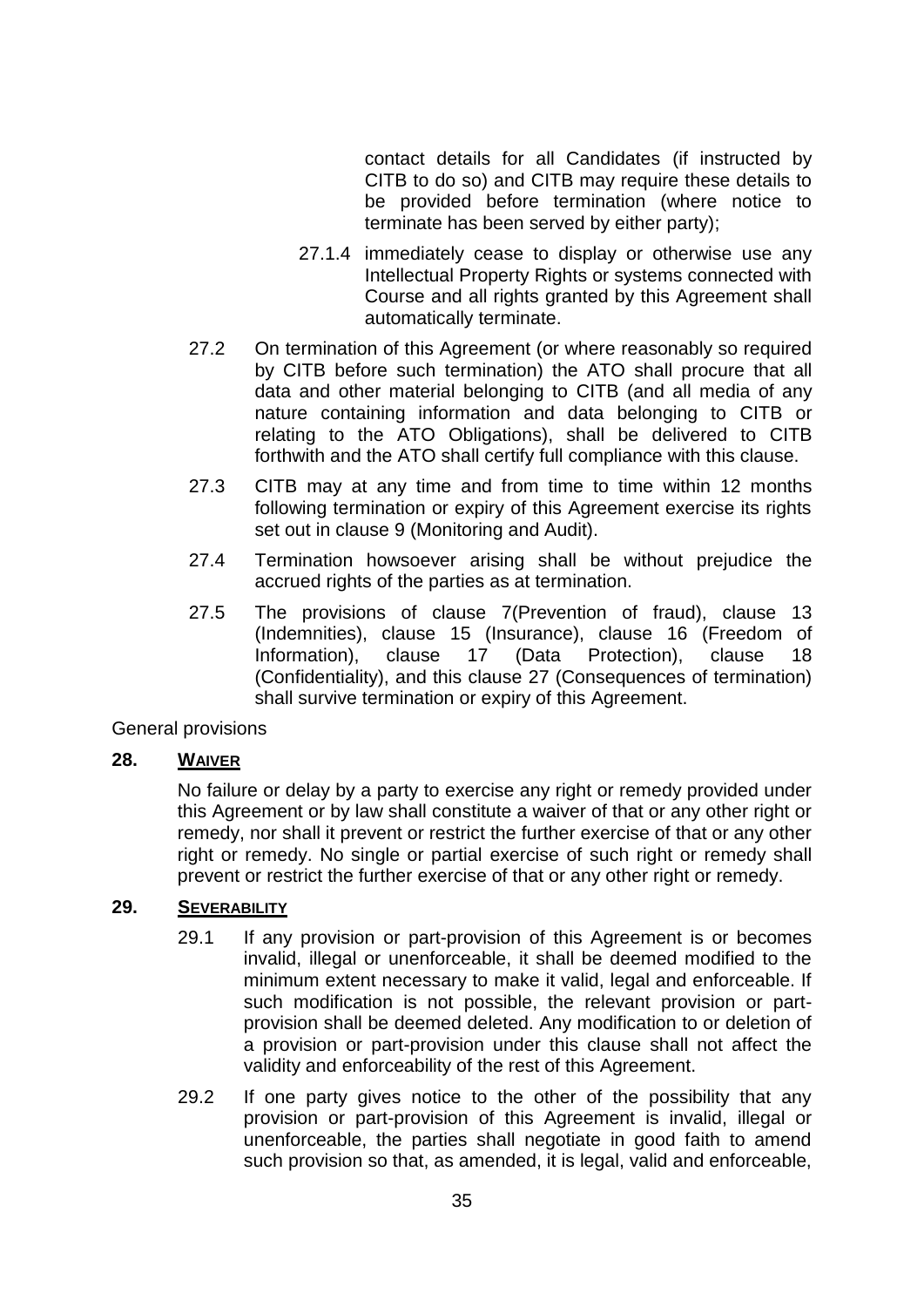contact details for all Candidates (if instructed by CITB to do so) and CITB may require these details to be provided before termination (where notice to terminate has been served by either party);

27.1.4 immediately cease to display or otherwise use any Intellectual Property Rights or systems connected with Course and all rights granted by this Agreement shall automatically terminate.

27.2 On termination of this Agreement (or where reasonably so required by CITB before such termination) the ATO shall procure that all data and other material belonging to CITB (and all media of any nature containing information and data belonging to CITB or relating to the ATO Obligations), shall be delivered to CITB forthwith and the ATO shall certify full compliance with this clause.

27.3 CITB may at any time and from time to time within 12 months following termination or expiry of this Agreement exercise its rights set out in clause 9 (Monitoring and Audit).

27.4 Termination howsoever arising shall be without prejudice the accrued rights of the parties as at termination.

27.5 The provisions of clause 7(Prevention of fraud), clause 13 (Indemnities), clause 15 (Insurance), clause 16 (Freedom of Information), clause 17 (Data Protection), clause 18 (Confidentiality), and this clause 27 (Consequences of termination) shall survive termination or expiry of this Agreement.

General provisions

## 28. WAIVER

No failure or delay by a party to exercise any right or remedy provided under this Agreement or by law shall constitute a waiver of that or any other right or remedy, nor shall it prevent or restrict the further exercise of that or any other right or remedy. No single or partial exercise of such right or remedy shall prevent or restrict the further exercise of that or any other right or remedy.

## 29. SEVERABILITY

29.1 If any provision or part-provision of this Agreement is or becomes invalid, illegal or unenforceable, it shall be deemed modified to the minimum extent necessary to make it valid, legal and enforceable. If such modification is not possible, the relevant provision or part-provision shall be deemed deleted. Any modification to or deletion of a provision or part-provision under this clause shall not affect the validity and enforceability of the rest of this Agreement.

29.2 If one party gives notice to the other of the possibility that any provision or part-provision of this Agreement is invalid, illegal or unenforceable, the parties shall negotiate in good faith to amend such provision so that, as amended, it is legal, valid and enforceable,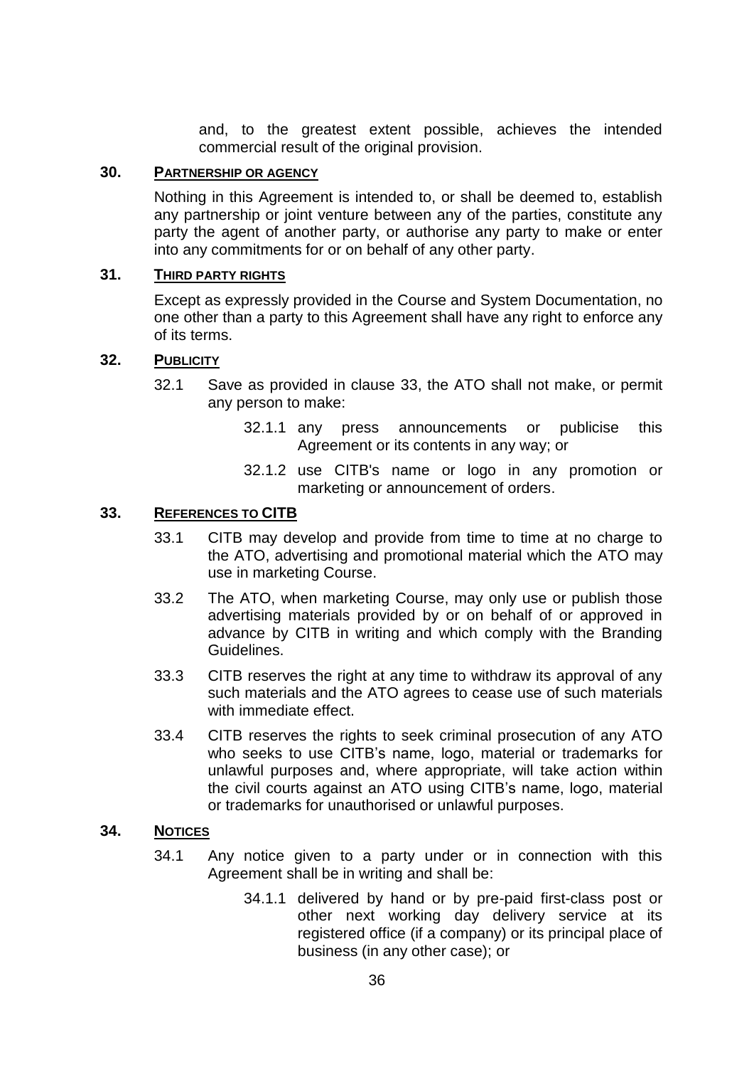and, to the greatest extent possible, achieves the intended commercial result of the original provision.

## 30. PARTNERSHIP OR AGENCY

Nothing in this Agreement is intended to, or shall be deemed to, establish any partnership or joint venture between any of the parties, constitute any party the agent of another party, or authorise any party to make or enter into any commitments for or on behalf of any other party.

## 31. THIRD PARTY RIGHTS

Except as expressly provided in the Course and System Documentation, no one other than a party to this Agreement shall have any right to enforce any of its terms.

## 32. PUBLICITY

32.1 Save as provided in clause 33, the ATO shall not make, or permit any person to make:

32.1.1 any press announcements or publicise this Agreement or its contents in any way; or

32.1.2 use CITB's name or logo in any promotion or marketing or announcement of orders.

## 33. REFERENCES TO CITB

33.1 CITB may develop and provide from time to time at no charge to the ATO, advertising and promotional material which the ATO may use in marketing Course.

33.2 The ATO, when marketing Course, may only use or publish those advertising materials provided by or on behalf of or approved in advance by CITB in writing and which comply with the Branding Guidelines.

33.3 CITB reserves the right at any time to withdraw its approval of any such materials and the ATO agrees to cease use of such materials with immediate effect.

33.4 CITB reserves the rights to seek criminal prosecution of any ATO who seeks to use CITB's name, logo, material or trademarks for unlawful purposes and, where appropriate, will take action within the civil courts against an ATO using CITB's name, logo, material or trademarks for unauthorised or unlawful purposes.

## 34. NOTICES

34.1 Any notice given to a party under or in connection with this Agreement shall be in writing and shall be:

34.1.1 delivered by hand or by pre-paid first-class post or other next working day delivery service at its registered office (if a company) or its principal place of business (in any other case); or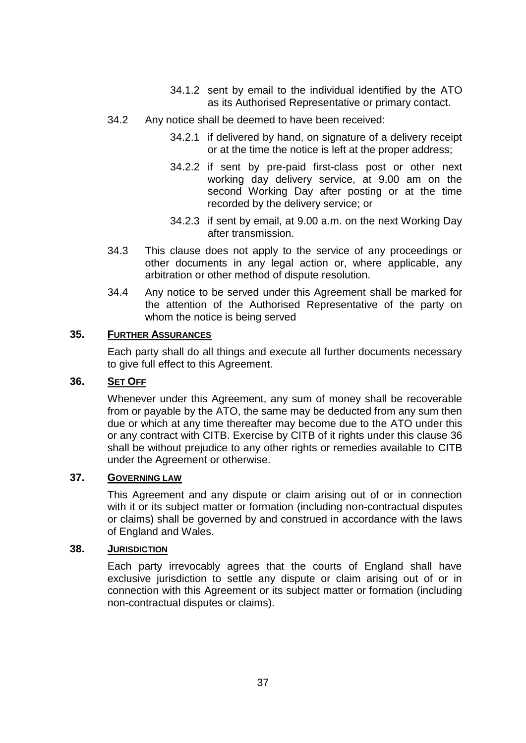34.1.2 sent by email to the individual identified by the ATO as its Authorised Representative or primary contact.

34.2 Any notice shall be deemed to have been received:

34.2.1 if delivered by hand, on signature of a delivery receipt or at the time the notice is left at the proper address;

34.2.2 if sent by pre-paid first-class post or other next working day delivery service, at 9.00 am on the second Working Day after posting or at the time recorded by the delivery service; or

34.2.3 if sent by email, at 9.00 a.m. on the next Working Day after transmission.

34.3 This clause does not apply to the service of any proceedings or other documents in any legal action or, where applicable, any arbitration or other method of dispute resolution.

34.4 Any notice to be served under this Agreement shall be marked for the attention of the Authorised Representative of the party on whom the notice is being served

## 35. FURTHER ASSURANCES

Each party shall do all things and execute all further documents necessary to give full effect to this Agreement.

## 36. SET OFF

Whenever under this Agreement, any sum of money shall be recoverable from or payable by the ATO, the same may be deducted from any sum then due or which at any time thereafter may become due to the ATO under this or any contract with CITB. Exercise by CITB of it rights under this clause 36 shall be without prejudice to any other rights or remedies available to CITB under the Agreement or otherwise.

## 37. GOVERNING LAW

This Agreement and any dispute or claim arising out of or in connection with it or its subject matter or formation (including non-contractual disputes or claims) shall be governed by and construed in accordance with the laws of England and Wales.

## 38. JURISDICTION

Each party irrevocably agrees that the courts of England shall have exclusive jurisdiction to settle any dispute or claim arising out of or in connection with this Agreement or its subject matter or formation (including non-contractual disputes or claims).